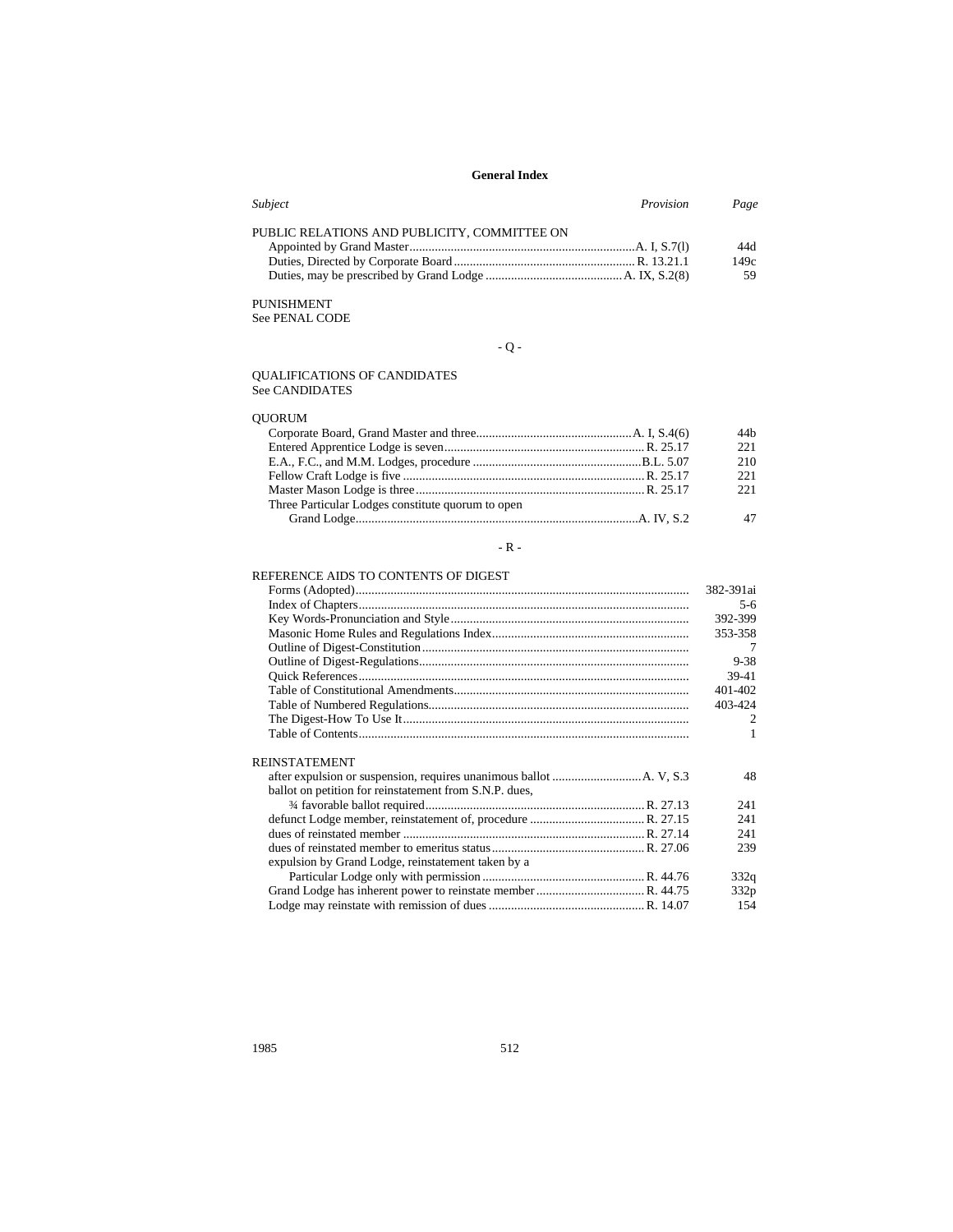## General Index

| *Subject* | *Provision* | *Page* |
|---|---|---|
| PUBLIC RELATIONS AND PUBLICITY, COMMITTEE ON | | |
| Appointed by Grand Master | A. I, S.7(l) | 44d |
| Duties, Directed by Corporate Board | R. 13.21.1 | 149c |
| Duties, may be prescribed by Grand Lodge | A. IX, S.2(8) | 59 |

PUNISHMENT
See PENAL CODE

### - Q -

QUALIFICATIONS OF CANDIDATES
See CANDIDATES

| *Subject* | *Provision* | *Page* |
|---|---|---|
| QUORUM | | |
| Corporate Board, Grand Master and three | A. I, S.4(6) | 44b |
| Entered Apprentice Lodge is seven | R. 25.17 | 221 |
| E.A., F.C., and M.M. Lodges, procedure | B.L. 5.07 | 210 |
| Fellow Craft Lodge is five | R. 25.17 | 221 |
| Master Mason Lodge is three | R. 25.17 | 221 |
| Three Particular Lodges constitute quorum to open Grand Lodge | A. IV, S.2 | 47 |

### - R -

| *Subject* | *Provision* | *Page* |
|---|---|---|
| REFERENCE AIDS TO CONTENTS OF DIGEST | | |
| Forms (Adopted) | | 382-391ai |
| Index of Chapters | | 5-6 |
| Key Words-Pronunciation and Style | | 392-399 |
| Masonic Home Rules and Regulations Index | | 353-358 |
| Outline of Digest-Constitution | | 7 |
| Outline of Digest-Regulations | | 9-38 |
| Quick References | | 39-41 |
| Table of Constitutional Amendments | | 401-402 |
| Table of Numbered Regulations | | 403-424 |
| The Digest-How To Use It | | 2 |
| Table of Contents | | 1 |

| *Subject* | *Provision* | *Page* |
|---|---|---|
| REINSTATEMENT | | |
| after expulsion or suspension, requires unanimous ballot | A. V, S.3 | 48 |
| ballot on petition for reinstatement from S.N.P. dues, ¾ favorable ballot required | R. 27.13 | 241 |
| defunct Lodge member, reinstatement of, procedure | R. 27.15 | 241 |
| dues of reinstated member | R. 27.14 | 241 |
| dues of reinstated member to emeritus status | R. 27.06 | 239 |
| expulsion by Grand Lodge, reinstatement taken by a Particular Lodge only with permission | R. 44.76 | 332q |
| Grand Lodge has inherent power to reinstate member | R. 44.75 | 332p |
| Lodge may reinstate with remission of dues | R. 14.07 | 154 |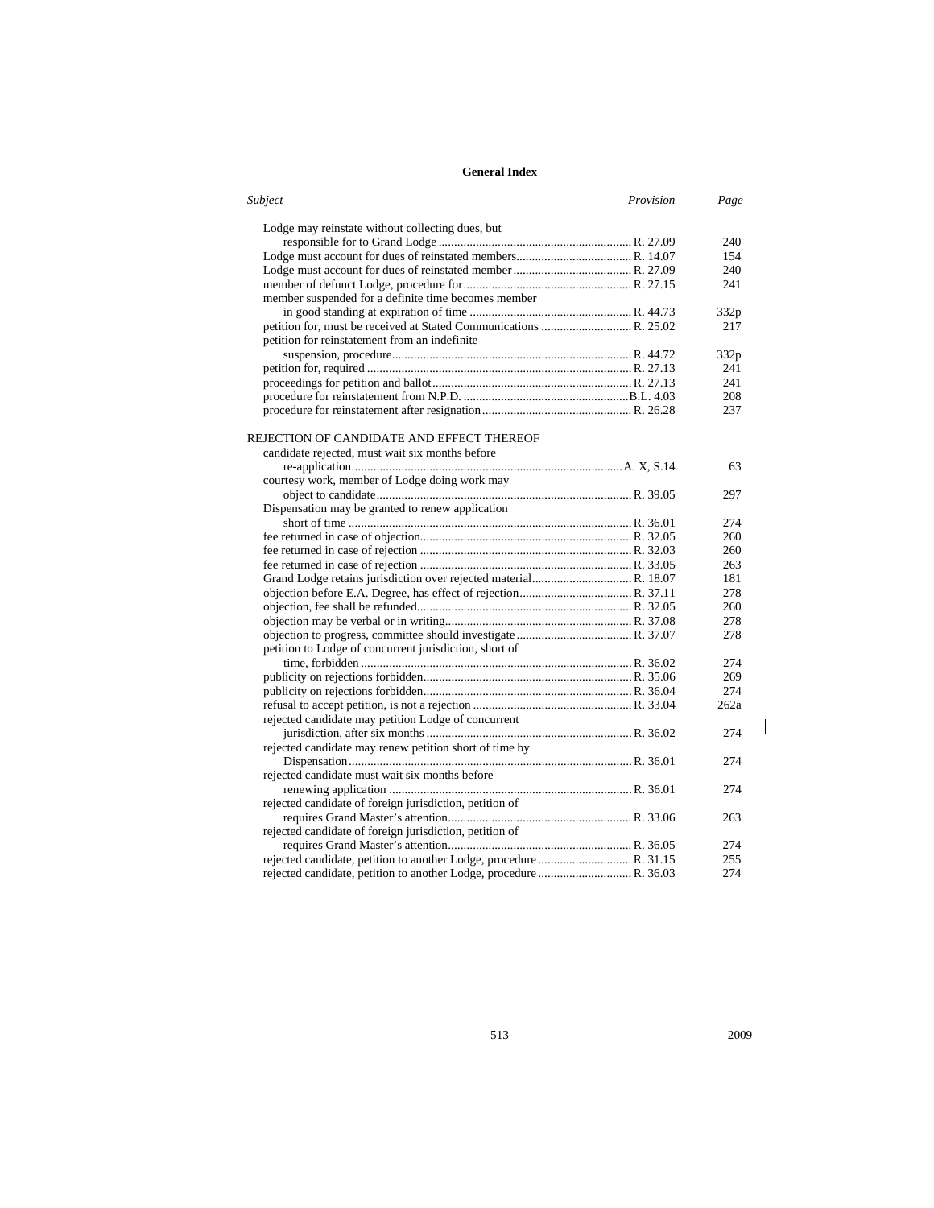## General Index

| *Subject* | *Provision* | *Page* |
|---|---|---|
| Lodge may reinstate without collecting dues, but responsible for to Grand Lodge | R. 27.09 | 240 |
| Lodge must account for dues of reinstated members | R. 14.07 | 154 |
| Lodge must account for dues of reinstated member | R. 27.09 | 240 |
| member of defunct Lodge, procedure for | R. 27.15 | 241 |
| member suspended for a definite time becomes member in good standing at expiration of time | R. 44.73 | 332p |
| petition for, must be received at Stated Communications | R. 25.02 | 217 |
| petition for reinstatement from an indefinite suspension, procedure | R. 44.72 | 332p |
| petition for, required | R. 27.13 | 241 |
| proceedings for petition and ballot | R. 27.13 | 241 |
| procedure for reinstatement from N.P.D. | B.L. 4.03 | 208 |
| procedure for reinstatement after resignation | R. 26.28 | 237 |
| | | |
| REJECTION OF CANDIDATE AND EFFECT THEREOF | | |
| candidate rejected, must wait six months before re-application | A. X, S.14 | 63 |
| courtesy work, member of Lodge doing work may object to candidate | R. 39.05 | 297 |
| Dispensation may be granted to renew application short of time | R. 36.01 | 274 |
| fee returned in case of objection | R. 32.05 | 260 |
| fee returned in case of rejection | R. 32.03 | 260 |
| fee returned in case of rejection | R. 33.05 | 263 |
| Grand Lodge retains jurisdiction over rejected material | R. 18.07 | 181 |
| objection before E.A. Degree, has effect of rejection | R. 37.11 | 278 |
| objection, fee shall be refunded | R. 32.05 | 260 |
| objection may be verbal or in writing | R. 37.08 | 278 |
| objection to progress, committee should investigate | R. 37.07 | 278 |
| petition to Lodge of concurrent jurisdiction, short of time, forbidden | R. 36.02 | 274 |
| publicity on rejections forbidden | R. 35.06 | 269 |
| publicity on rejections forbidden | R. 36.04 | 274 |
| refusal to accept petition, is not a rejection | R. 33.04 | 262a |
| rejected candidate may petition Lodge of concurrent jurisdiction, after six months | R. 36.02 | 274 |
| rejected candidate may renew petition short of time by Dispensation | R. 36.01 | 274 |
| rejected candidate must wait six months before renewing application | R. 36.01 | 274 |
| rejected candidate of foreign jurisdiction, petition of requires Grand Master's attention | R. 33.06 | 263 |
| rejected candidate of foreign jurisdiction, petition of requires Grand Master's attention | R. 36.05 | 274 |
| rejected candidate, petition to another Lodge, procedure | R. 31.15 | 255 |
| rejected candidate, petition to another Lodge, procedure | R. 36.03 | 274 |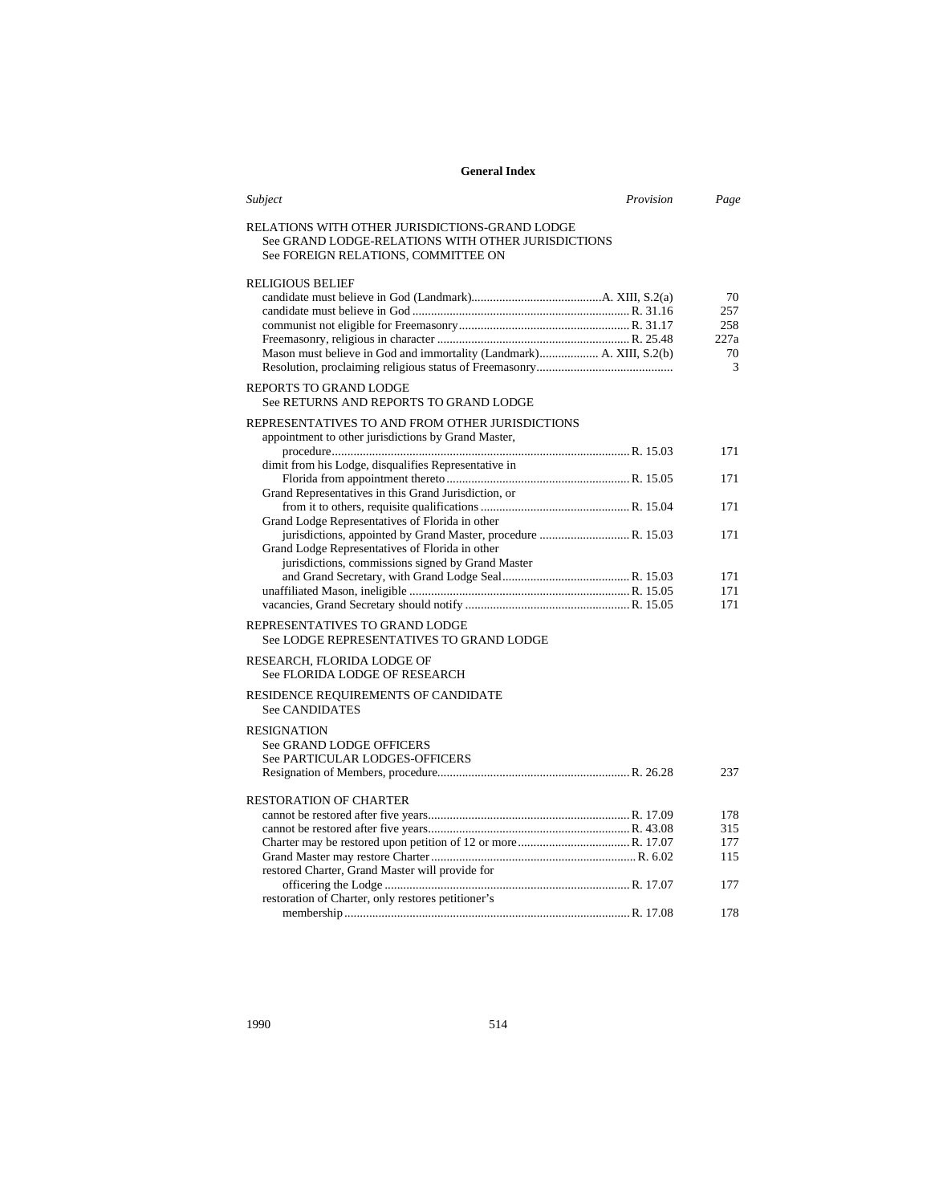## General Index

| *Subject* | *Provision* | *Page* |
|---|---|---|
| RELATIONS WITH OTHER JURISDICTIONS-GRAND LODGE | | |
| See GRAND LODGE-RELATIONS WITH OTHER JURISDICTIONS | | |
| See FOREIGN RELATIONS, COMMITTEE ON | | |
| RELIGIOUS BELIEF | | |
| candidate must believe in God (Landmark) | A. XIII, S.2(a) | 70 |
| candidate must believe in God | R. 31.16 | 257 |
| communist not eligible for Freemasonry | R. 31.17 | 258 |
| Freemasonry, religious in character | R. 25.48 | 227a |
| Mason must believe in God and immortality (Landmark) | A. XIII, S.2(b) | 70 |
| Resolution, proclaiming religious status of Freemasonry | | 3 |
| REPORTS TO GRAND LODGE | | |
| See RETURNS AND REPORTS TO GRAND LODGE | | |
| REPRESENTATIVES TO AND FROM OTHER JURISDICTIONS | | |
| appointment to other jurisdictions by Grand Master, procedure | R. 15.03 | 171 |
| dimit from his Lodge, disqualifies Representative in Florida from appointment thereto | R. 15.05 | 171 |
| Grand Representatives in this Grand Jurisdiction, or from it to others, requisite qualifications | R. 15.04 | 171 |
| Grand Lodge Representatives of Florida in other jurisdictions, appointed by Grand Master, procedure | R. 15.03 | 171 |
| Grand Lodge Representatives of Florida in other jurisdictions, commissions signed by Grand Master and Grand Secretary, with Grand Lodge Seal | R. 15.03 | 171 |
| unaffiliated Mason, ineligible | R. 15.05 | 171 |
| vacancies, Grand Secretary should notify | R. 15.05 | 171 |
| REPRESENTATIVES TO GRAND LODGE | | |
| See LODGE REPRESENTATIVES TO GRAND LODGE | | |
| RESEARCH, FLORIDA LODGE OF | | |
| See FLORIDA LODGE OF RESEARCH | | |
| RESIDENCE REQUIREMENTS OF CANDIDATE | | |
| See CANDIDATES | | |
| RESIGNATION | | |
| See GRAND LODGE OFFICERS | | |
| See PARTICULAR LODGES-OFFICERS | | |
| Resignation of Members, procedure | R. 26.28 | 237 |
| RESTORATION OF CHARTER | | |
| cannot be restored after five years | R. 17.09 | 178 |
| cannot be restored after five years | R. 43.08 | 315 |
| Charter may be restored upon petition of 12 or more | R. 17.07 | 177 |
| Grand Master may restore Charter | R. 6.02 | 115 |
| restored Charter, Grand Master will provide for officering the Lodge | R. 17.07 | 177 |
| restoration of Charter, only restores petitioner's membership | R. 17.08 | 178 |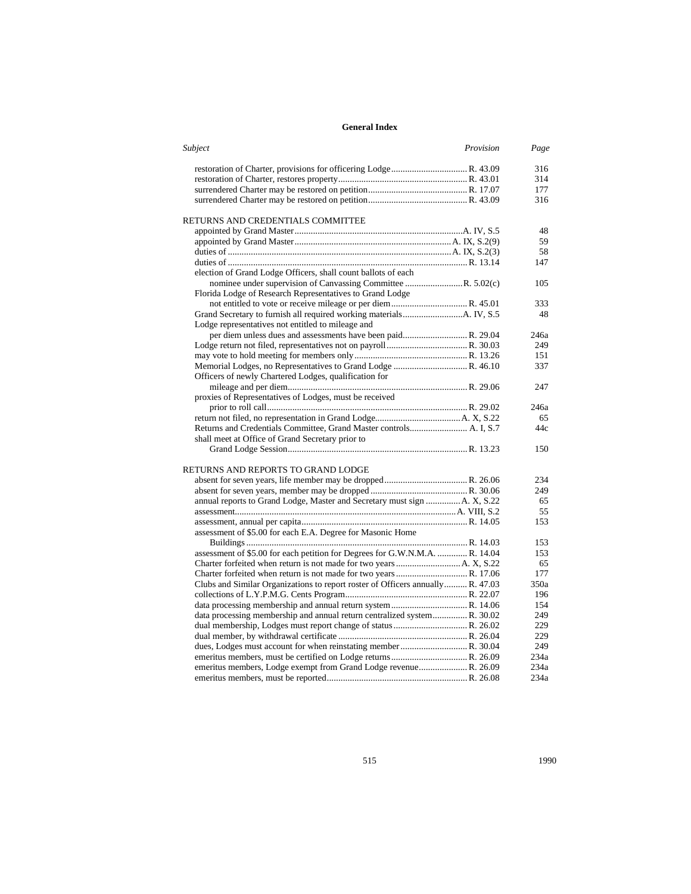## General Index

| *Subject* | *Provision* | *Page* |
|---|---|---|
| restoration of Charter, provisions for officering Lodge | R. 43.09 | 316 |
| restoration of Charter, restores property | R. 43.01 | 314 |
| surrendered Charter may be restored on petition | R. 17.07 | 177 |
| surrendered Charter may be restored on petition | R. 43.09 | 316 |
| | | |
| RETURNS AND CREDENTIALS COMMITTEE | | |
| appointed by Grand Master | A. IV, S.5 | 48 |
| appointed by Grand Master | A. IX, S.2(9) | 59 |
| duties of | A. IX, S.2(3) | 58 |
| duties of | R. 13.14 | 147 |
| election of Grand Lodge Officers, shall count ballots of each nominee under supervision of Canvassing Committee | R. 5.02(c) | 105 |
| Florida Lodge of Research Representatives to Grand Lodge not entitled to vote or receive mileage or per diem | R. 45.01 | 333 |
| Grand Secretary to furnish all required working materials | A. IV, S.5 | 48 |
| Lodge representatives not entitled to mileage and per diem unless dues and assessments have been paid | R. 29.04 | 246a |
| Lodge return not filed, representatives not on payroll | R. 30.03 | 249 |
| may vote to hold meeting for members only | R. 13.26 | 151 |
| Memorial Lodges, no Representatives to Grand Lodge | R. 46.10 | 337 |
| Officers of newly Chartered Lodges, qualification for mileage and per diem | R. 29.06 | 247 |
| proxies of Representatives of Lodges, must be received prior to roll call | R. 29.02 | 246a |
| return not filed, no representation in Grand Lodge | A. X, S.22 | 65 |
| Returns and Credentials Committee, Grand Master controls | A. I, S.7 | 44c |
| shall meet at Office of Grand Secretary prior to Grand Lodge Session | R. 13.23 | 150 |
| | | |
| RETURNS AND REPORTS TO GRAND LODGE | | |
| absent for seven years, life member may be dropped | R. 26.06 | 234 |
| absent for seven years, member may be dropped | R. 30.06 | 249 |
| annual reports to Grand Lodge, Master and Secretary must sign | A. X, S.22 | 65 |
| assessment | A. VIII, S.2 | 55 |
| assessment, annual per capita | R. 14.05 | 153 |
| assessment of $5.00 for each E.A. Degree for Masonic Home Buildings | R. 14.03 | 153 |
| assessment of $5.00 for each petition for Degrees for G.W.N.M.A. | R. 14.04 | 153 |
| Charter forfeited when return is not made for two years | A. X, S.22 | 65 |
| Charter forfeited when return is not made for two years | R. 17.06 | 177 |
| Clubs and Similar Organizations to report roster of Officers annually | R. 47.03 | 350a |
| collections of L.Y.P.M.G. Cents Program | R. 22.07 | 196 |
| data processing membership and annual return system | R. 14.06 | 154 |
| data processing membership and annual return centralized system | R. 30.02 | 249 |
| dual membership, Lodges must report change of status | R. 26.02 | 229 |
| dual member, by withdrawal certificate | R. 26.04 | 229 |
| dues, Lodges must account for when reinstating member | R. 30.04 | 249 |
| emeritus members, must be certified on Lodge returns | R. 26.09 | 234a |
| emeritus members, Lodge exempt from Grand Lodge revenue | R. 26.09 | 234a |
| emeritus members, must be reported | R. 26.08 | 234a |

1990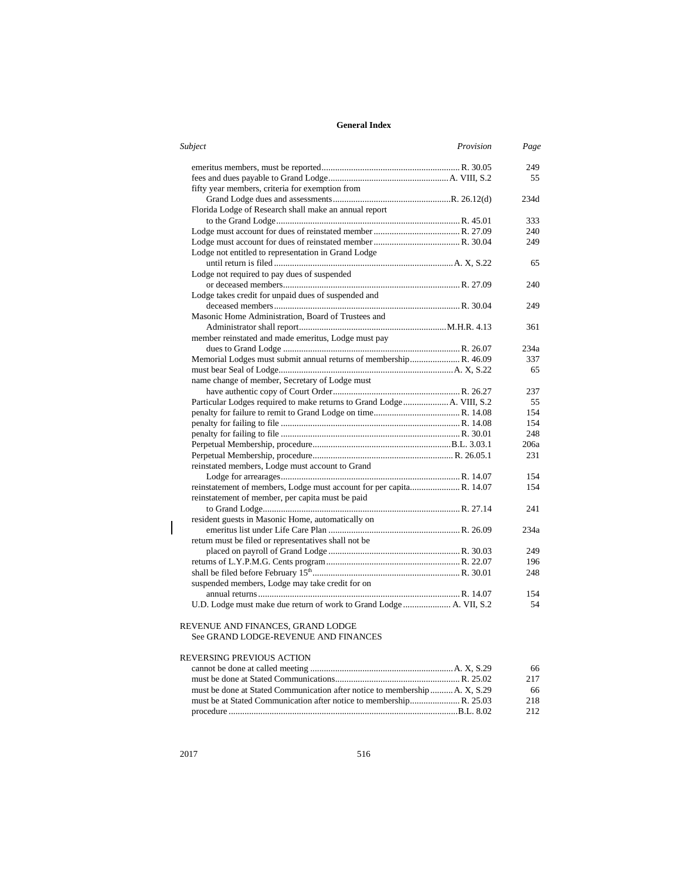**General Index**

| *Subject* | *Provision* | *Page* |
|---|---|---|
| emeritus members, must be reported | R. 30.05 | 249 |
| fees and dues payable to Grand Lodge | A. VIII, S.2 | 55 |
| fifty year members, criteria for exemption from Grand Lodge dues and assessments | R. 26.12(d) | 234d |
| Florida Lodge of Research shall make an annual report to the Grand Lodge | R. 45.01 | 333 |
| Lodge must account for dues of reinstated member | R. 27.09 | 240 |
| Lodge must account for dues of reinstated member | R. 30.04 | 249 |
| Lodge not entitled to representation in Grand Lodge until return is filed | A. X, S.22 | 65 |
| Lodge not required to pay dues of suspended or deceased members | R. 27.09 | 240 |
| Lodge takes credit for unpaid dues of suspended and deceased members | R. 30.04 | 249 |
| Masonic Home Administration, Board of Trustees and Administrator shall report | M.H.R. 4.13 | 361 |
| member reinstated and made emeritus, Lodge must pay dues to Grand Lodge | R. 26.07 | 234a |
| Memorial Lodges must submit annual returns of membership | R. 46.09 | 337 |
| must bear Seal of Lodge | A. X, S.22 | 65 |
| name change of member, Secretary of Lodge must have authentic copy of Court Order | R. 26.27 | 237 |
| Particular Lodges required to make returns to Grand Lodge | A. VIII, S.2 | 55 |
| penalty for failure to remit to Grand Lodge on time | R. 14.08 | 154 |
| penalty for failing to file | R. 14.08 | 154 |
| penalty for failing to file | R. 30.01 | 248 |
| Perpetual Membership, procedure | B.L. 3.03.1 | 206a |
| Perpetual Membership, procedure | R. 26.05.1 | 231 |
| reinstated members, Lodge must account to Grand Lodge for arrearages | R. 14.07 | 154 |
| reinstatement of members, Lodge must account for per capita | R. 14.07 | 154 |
| reinstatement of member, per capita must be paid to Grand Lodge | R. 27.14 | 241 |
| resident guests in Masonic Home, automatically on emeritus list under Life Care Plan | R. 26.09 | 234a |
| return must be filed or representatives shall not be placed on payroll of Grand Lodge | R. 30.03 | 249 |
| returns of L.Y.P.M.G. Cents program | R. 22.07 | 196 |
| shall be filed before February 15th | R. 30.01 | 248 |
| suspended members, Lodge may take credit for on annual returns | R. 14.07 | 154 |
| U.D. Lodge must make due return of work to Grand Lodge | A. VII, S.2 | 54 |

REVENUE AND FINANCES, GRAND LODGE
See GRAND LODGE-REVENUE AND FINANCES

REVERSING PREVIOUS ACTION

| *Subject* | *Provision* | *Page* |
|---|---|---|
| cannot be done at called meeting | A. X, S.29 | 66 |
| must be done at Stated Communications | R. 25.02 | 217 |
| must be done at Stated Communication after notice to membership | A. X, S.29 | 66 |
| must be at Stated Communication after notice to membership | R. 25.03 | 218 |
| procedure | B.L. 8.02 | 212 |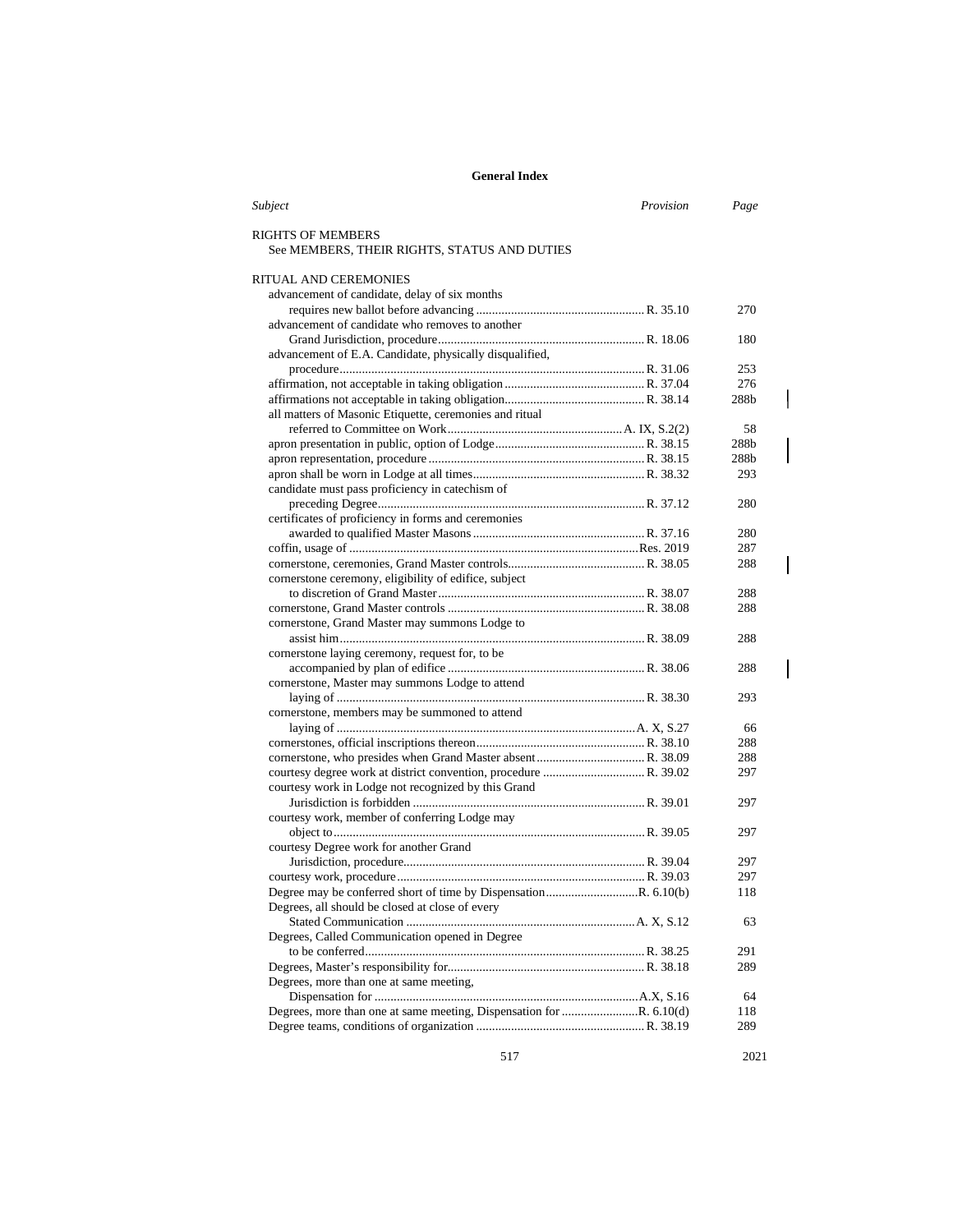**General Index**

| *Subject* | *Provision* | *Page* |
|---|---|---|
| RIGHTS OF MEMBERS | | |
| See MEMBERS, THEIR RIGHTS, STATUS AND DUTIES | | |
| | | |
| RITUAL AND CEREMONIES | | |
| advancement of candidate, delay of six months requires new ballot before advancing | R. 35.10 | 270 |
| advancement of candidate who removes to another Grand Jurisdiction, procedure | R. 18.06 | 180 |
| advancement of E.A. Candidate, physically disqualified, procedure | R. 31.06 | 253 |
| affirmation, not acceptable in taking obligation | R. 37.04 | 276 |
| affirmations not acceptable in taking obligation | R. 38.14 | 288b |
| all matters of Masonic Etiquette, ceremonies and ritual referred to Committee on Work | A. IX, S.2(2) | 58 |
| apron presentation in public, option of Lodge | R. 38.15 | 288b |
| apron representation, procedure | R. 38.15 | 288b |
| apron shall be worn in Lodge at all times | R. 38.32 | 293 |
| candidate must pass proficiency in catechism of preceding Degree | R. 37.12 | 280 |
| certificates of proficiency in forms and ceremonies awarded to qualified Master Masons | R. 37.16 | 280 |
| coffin, usage of | Res. 2019 | 287 |
| cornerstone, ceremonies, Grand Master controls | R. 38.05 | 288 |
| cornerstone ceremony, eligibility of edifice, subject to discretion of Grand Master | R. 38.07 | 288 |
| cornerstone, Grand Master controls | R. 38.08 | 288 |
| cornerstone, Grand Master may summons Lodge to assist him | R. 38.09 | 288 |
| cornerstone laying ceremony, request for, to be accompanied by plan of edifice | R. 38.06 | 288 |
| cornerstone, Master may summons Lodge to attend laying of | R. 38.30 | 293 |
| cornerstone, members may be summoned to attend laying of | A. X, S.27 | 66 |
| cornerstones, official inscriptions thereon | R. 38.10 | 288 |
| cornerstone, who presides when Grand Master absent | R. 38.09 | 288 |
| courtesy degree work at district convention, procedure | R. 39.02 | 297 |
| courtesy work in Lodge not recognized by this Grand Jurisdiction is forbidden | R. 39.01 | 297 |
| courtesy work, member of conferring Lodge may object to | R. 39.05 | 297 |
| courtesy Degree work for another Grand Jurisdiction, procedure | R. 39.04 | 297 |
| courtesy work, procedure | R. 39.03 | 297 |
| Degree may be conferred short of time by Dispensation | R. 6.10(b) | 118 |
| Degrees, all should be closed at close of every Stated Communication | A. X, S.12 | 63 |
| Degrees, Called Communication opened in Degree to be conferred | R. 38.25 | 291 |
| Degrees, Master's responsibility for | R. 38.18 | 289 |
| Degrees, more than one at same meeting, Dispensation for | A.X, S.16 | 64 |
| Degrees, more than one at same meeting, Dispensation for | R. 6.10(d) | 118 |
| Degree teams, conditions of organization | R. 38.19 | 289 |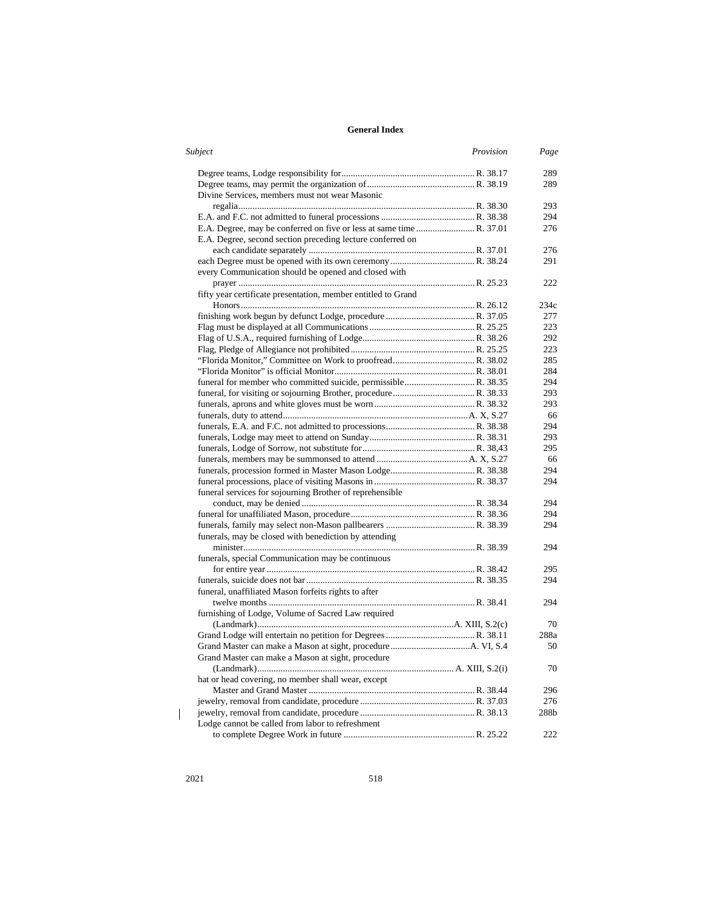## General Index

| Subject | Provision | Page |
|---|---|---|
| Degree teams, Lodge responsibility for | R. 38.17 | 289 |
| Degree teams, may permit the organization of | R. 38.19 | 289 |
| Divine Services, members must not wear Masonic regalia | R. 38.30 | 293 |
| E.A. and F.C. not admitted to funeral processions | R. 38.38 | 294 |
| E.A. Degree, may be conferred on five or less at same time | R. 37.01 | 276 |
| E.A. Degree, second section preceding lecture conferred on each candidate separately | R. 37.01 | 276 |
| each Degree must be opened with its own ceremony | R. 38.24 | 291 |
| every Communication should be opened and closed with prayer | R. 25.23 | 222 |
| fifty year certificate presentation, member entitled to Grand Honors | R. 26.12 | 234c |
| finishing work begun by defunct Lodge, procedure | R. 37.05 | 277 |
| Flag must be displayed at all Communications | R. 25.25 | 223 |
| Flag of U.S.A., required furnishing of Lodge | R. 38.26 | 292 |
| Flag, Pledge of Allegiance not prohibited | R. 25.25 | 223 |
| "Florida Monitor," Committee on Work to proofread | R. 38.02 | 285 |
| "Florida Monitor" is official Monitor | R. 38.01 | 284 |
| funeral for member who committed suicide, permissible | R. 38.35 | 294 |
| funeral, for visiting or sojourning Brother, procedure | R. 38.33 | 293 |
| funerals, aprons and white gloves must be worn | R. 38.32 | 293 |
| funerals, duty to attend | A. X, S.27 | 66 |
| funerals, E.A. and F.C. not admitted to processions | R. 38.38 | 294 |
| funerals, Lodge may meet to attend on Sunday | R. 38.31 | 293 |
| funerals, Lodge of Sorrow, not substitute for | R. 38,43 | 295 |
| funerals, members may be summonsed to attend | A. X, S.27 | 66 |
| funerals, procession formed in Master Mason Lodge | R. 38.38 | 294 |
| funeral processions, place of visiting Masons in | R. 38.37 | 294 |
| funeral services for sojourning Brother of reprehensible conduct, may be denied | R. 38.34 | 294 |
| funeral for unaffiliated Mason, procedure | R. 38.36 | 294 |
| funerals, family may select non-Mason pallbearers | R. 38.39 | 294 |
| funerals, may be closed with benediction by attending minister | R. 38.39 | 294 |
| funerals, special Communication may be continuous for entire year | R. 38.42 | 295 |
| funerals, suicide does not bar | R. 38.35 | 294 |
| funeral, unaffiliated Mason forfeits rights to after twelve months | R. 38.41 | 294 |
| furnishing of Lodge, Volume of Sacred Law required (Landmark) | A. XIII, S.2(c) | 70 |
| Grand Lodge will entertain no petition for Degrees | R. 38.11 | 288a |
| Grand Master can make a Mason at sight, procedure | A. VI, S.4 | 50 |
| Grand Master can make a Mason at sight, procedure (Landmark) | A. XIII, S.2(i) | 70 |
| hat or head covering, no member shall wear, except Master and Grand Master | R. 38.44 | 296 |
| jewelry, removal from candidate, procedure | R. 37.03 | 276 |
| jewelry, removal from candidate, procedure | R. 38.13 | 288b |
| Lodge cannot be called from labor to refreshment to complete Degree Work in future | R. 25.22 | 222 |

2021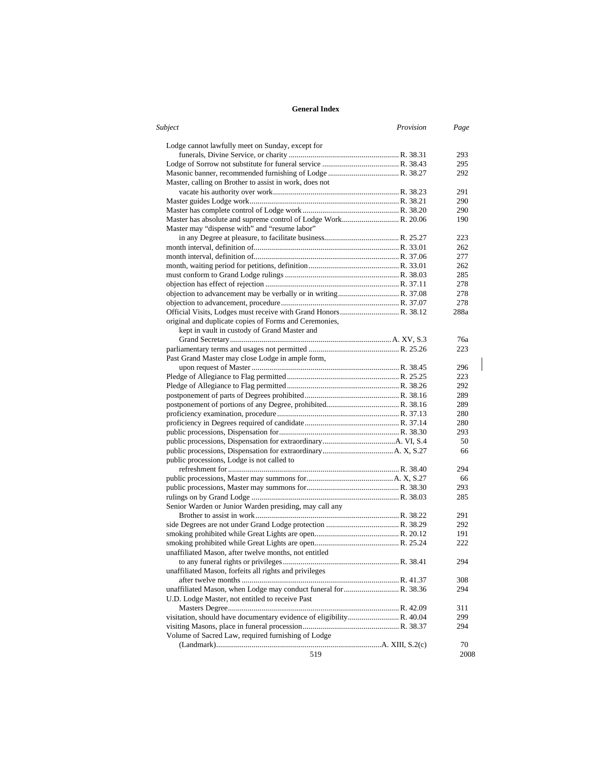**General Index**

| *Subject* | *Provision* | *Page* |
|---|---|---|
| Lodge cannot lawfully meet on Sunday, except for funerals, Divine Service, or charity | R. 38.31 | 293 |
| Lodge of Sorrow not substitute for funeral service | R. 38.43 | 295 |
| Masonic banner, recommended furnishing of Lodge | R. 38.27 | 292 |
| Master, calling on Brother to assist in work, does not vacate his authority over work | R. 38.23 | 291 |
| Master guides Lodge work | R. 38.21 | 290 |
| Master has complete control of Lodge work | R. 38.20 | 290 |
| Master has absolute and supreme control of Lodge Work | R. 20.06 | 190 |
| Master may "dispense with" and "resume labor" in any Degree at pleasure, to facilitate business | R. 25.27 | 223 |
| month interval, definition of | R. 33.01 | 262 |
| month interval, definition of | R. 37.06 | 277 |
| month, waiting period for petitions, definition | R. 33.01 | 262 |
| must conform to Grand Lodge rulings | R. 38.03 | 285 |
| objection has effect of rejection | R. 37.11 | 278 |
| objection to advancement may be verbally or in writing | R. 37.08 | 278 |
| objection to advancement, procedure | R. 37.07 | 278 |
| Official Visits, Lodges must receive with Grand Honors | R. 38.12 | 288a |
| original and duplicate copies of Forms and Ceremonies, kept in vault in custody of Grand Master and Grand Secretary | A. XV, S.3 | 76a |
| parliamentary terms and usages not permitted | R. 25.26 | 223 |
| Past Grand Master may close Lodge in ample form, upon request of Master | R. 38.45 | 296 |
| Pledge of Allegiance to Flag permitted | R. 25.25 | 223 |
| Pledge of Allegiance to Flag permitted | R. 38.26 | 292 |
| postponement of parts of Degrees prohibited | R. 38.16 | 289 |
| postponement of portions of any Degree, prohibited | R. 38.16 | 289 |
| proficiency examination, procedure | R. 37.13 | 280 |
| proficiency in Degrees required of candidate | R. 37.14 | 280 |
| public processions, Dispensation for | R. 38.30 | 293 |
| public processions, Dispensation for extraordinary | A. VI, S.4 | 50 |
| public processions, Dispensation for extraordinary | A. X, S.27 | 66 |
| public processions, Lodge is not called to refreshment for | R. 38.40 | 294 |
| public processions, Master may summons for | A. X, S.27 | 66 |
| public processions, Master may summons for | R. 38.30 | 293 |
| rulings on by Grand Lodge | R. 38.03 | 285 |
| Senior Warden or Junior Warden presiding, may call any Brother to assist in work | R. 38.22 | 291 |
| side Degrees are not under Grand Lodge protection | R. 38.29 | 292 |
| smoking prohibited while Great Lights are open | R. 20.12 | 191 |
| smoking prohibited while Great Lights are open | R. 25.24 | 222 |
| unaffiliated Mason, after twelve months, not entitled to any funeral rights or privileges | R. 38.41 | 294 |
| unaffiliated Mason, forfeits all rights and privileges after twelve months | R. 41.37 | 308 |
| unaffiliated Mason, when Lodge may conduct funeral for | R. 38.36 | 294 |
| U.D. Lodge Master, not entitled to receive Past Masters Degree | R. 42.09 | 311 |
| visitation, should have documentary evidence of eligibility | R. 40.04 | 299 |
| visiting Masons, place in funeral procession | R. 38.37 | 294 |
| Volume of Sacred Law, required furnishing of Lodge (Landmark) | A. XIII, S.2(c) | 70 |

2008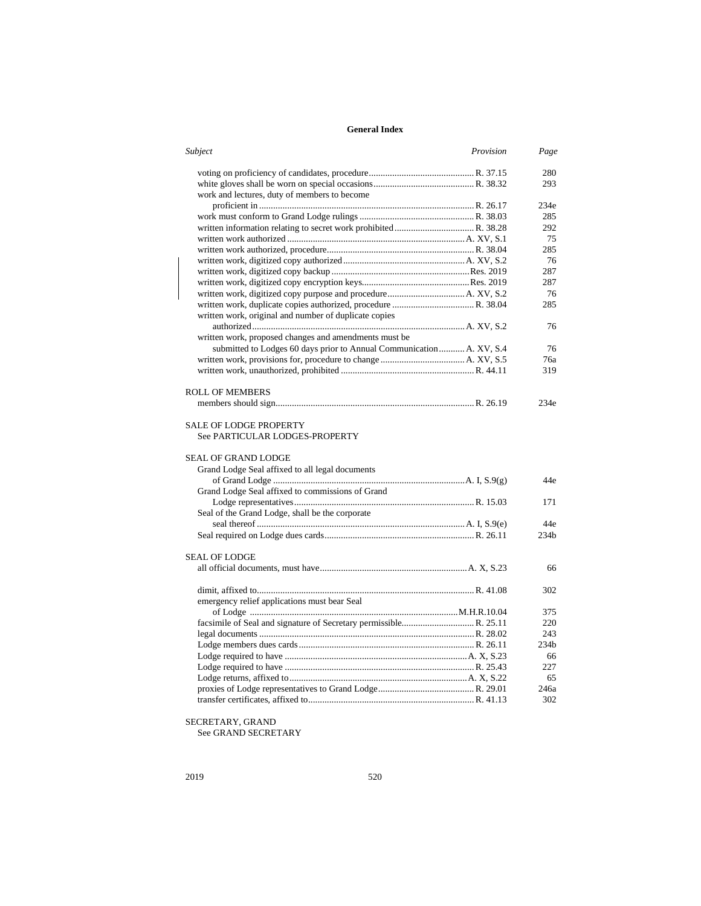**General Index**

| *Subject* | *Provision* | *Page* |
|---|---|---|
| voting on proficiency of candidates, procedure | R. 37.15 | 280 |
| white gloves shall be worn on special occasions | R. 38.32 | 293 |
| work and lectures, duty of members to become proficient in | R. 26.17 | 234e |
| work must conform to Grand Lodge rulings | R. 38.03 | 285 |
| written information relating to secret work prohibited | R. 38.28 | 292 |
| written work authorized | A. XV, S.1 | 75 |
| written work authorized, procedure | R. 38.04 | 285 |
| written work, digitized copy authorized | A. XV, S.2 | 76 |
| written work, digitized copy backup | Res. 2019 | 287 |
| written work, digitized copy encryption keys | Res. 2019 | 287 |
| written work, digitized copy purpose and procedure | A. XV, S.2 | 76 |
| written work, duplicate copies authorized, procedure | R. 38.04 | 285 |
| written work, original and number of duplicate copies authorized | A. XV, S.2 | 76 |
| written work, proposed changes and amendments must be submitted to Lodges 60 days prior to Annual Communication | A. XV, S.4 | 76 |
| written work, provisions for, procedure to change | A. XV, S.5 | 76a |
| written work, unauthorized, prohibited | R. 44.11 | 319 |

ROLL OF MEMBERS

| | | |
|---|---|---|
| members should sign | R. 26.19 | 234e |

SALE OF LODGE PROPERTY
See PARTICULAR LODGES-PROPERTY

SEAL OF GRAND LODGE

| | | |
|---|---|---|
| Grand Lodge Seal affixed to all legal documents of Grand Lodge | A. I, S.9(g) | 44e |
| Grand Lodge Seal affixed to commissions of Grand Lodge representatives | R. 15.03 | 171 |
| Seal of the Grand Lodge, shall be the corporate seal thereof | A. I, S.9(e) | 44e |
| Seal required on Lodge dues cards | R. 26.11 | 234b |

SEAL OF LODGE

| | | |
|---|---|---|
| all official documents, must have | A. X, S.23 | 66 |
| dimit, affixed to | R. 41.08 | 302 |
| emergency relief applications must bear Seal of Lodge | M.H.R.10.04 | 375 |
| facsimile of Seal and signature of Secretary permissible | R. 25.11 | 220 |
| legal documents | R. 28.02 | 243 |
| Lodge members dues cards | R. 26.11 | 234b |
| Lodge required to have | A. X, S.23 | 66 |
| Lodge required to have | R. 25.43 | 227 |
| Lodge returns, affixed to | A. X, S.22 | 65 |
| proxies of Lodge representatives to Grand Lodge | R. 29.01 | 246a |
| transfer certificates, affixed to | R. 41.13 | 302 |

SECRETARY, GRAND
See GRAND SECRETARY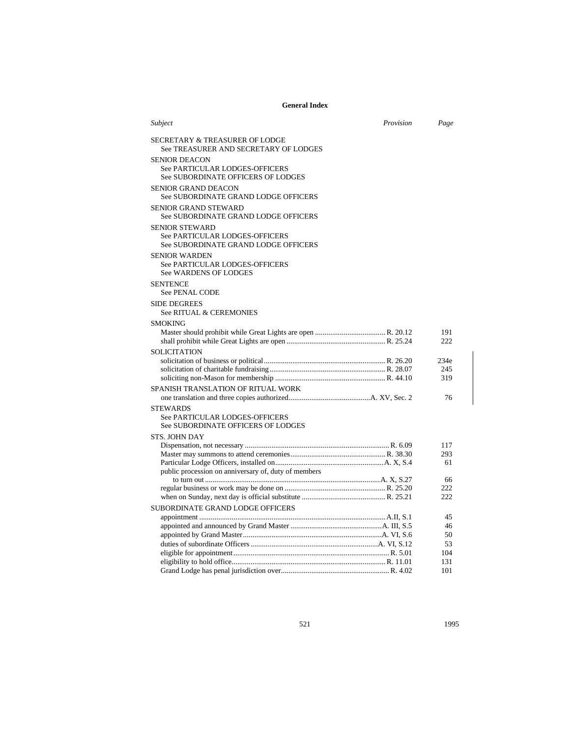## General Index

| Subject | Provision | Page |
|---|---|---|
| SECRETARY & TREASURER OF LODGE | | |
| See TREASURER AND SECRETARY OF LODGES | | |
| SENIOR DEACON | | |
| See PARTICULAR LODGES-OFFICERS | | |
| See SUBORDINATE OFFICERS OF LODGES | | |
| SENIOR GRAND DEACON | | |
| See SUBORDINATE GRAND LODGE OFFICERS | | |
| SENIOR GRAND STEWARD | | |
| See SUBORDINATE GRAND LODGE OFFICERS | | |
| SENIOR STEWARD | | |
| See PARTICULAR LODGES-OFFICERS | | |
| See SUBORDINATE GRAND LODGE OFFICERS | | |
| SENIOR WARDEN | | |
| See PARTICULAR LODGES-OFFICERS | | |
| See WARDENS OF LODGES | | |
| SENTENCE | | |
| See PENAL CODE | | |
| SIDE DEGREES | | |
| See RITUAL & CEREMONIES | | |
| SMOKING | | |
| Master should prohibit while Great Lights are open | R. 20.12 | 191 |
| shall prohibit while Great Lights are open | R. 25.24 | 222 |
| SOLICITATION | | |
| solicitation of business or political | R. 26.20 | 234e |
| solicitation of charitable fundraising | R. 28.07 | 245 |
| soliciting non-Mason for membership | R. 44.10 | 319 |
| SPANISH TRANSLATION OF RITUAL WORK | | |
| one translation and three copies authorized | A. XV, Sec. 2 | 76 |
| STEWARDS | | |
| See PARTICULAR LODGES-OFFICERS | | |
| See SUBORDINATE OFFICERS OF LODGES | | |
| STS. JOHN DAY | | |
| Dispensation, not necessary | R. 6.09 | 117 |
| Master may summons to attend ceremonies | R. 38.30 | 293 |
| Particular Lodge Officers, installed on | A. X, S.4 | 61 |
| public procession on anniversary of, duty of members to turn out | A. X, S.27 | 66 |
| regular business or work may be done on | R. 25.20 | 222 |
| when on Sunday, next day is official substitute | R. 25.21 | 222 |
| SUBORDINATE GRAND LODGE OFFICERS | | |
| appointment | A.II, S.1 | 45 |
| appointed and announced by Grand Master | A. III, S.5 | 46 |
| appointed by Grand Master | A. VI, S.6 | 50 |
| duties of subordinate Officers | A. VI, S.12 | 53 |
| eligible for appointment | R. 5.01 | 104 |
| eligibility to hold office | R. 11.01 | 131 |
| Grand Lodge has penal jurisdiction over | R. 4.02 | 101 |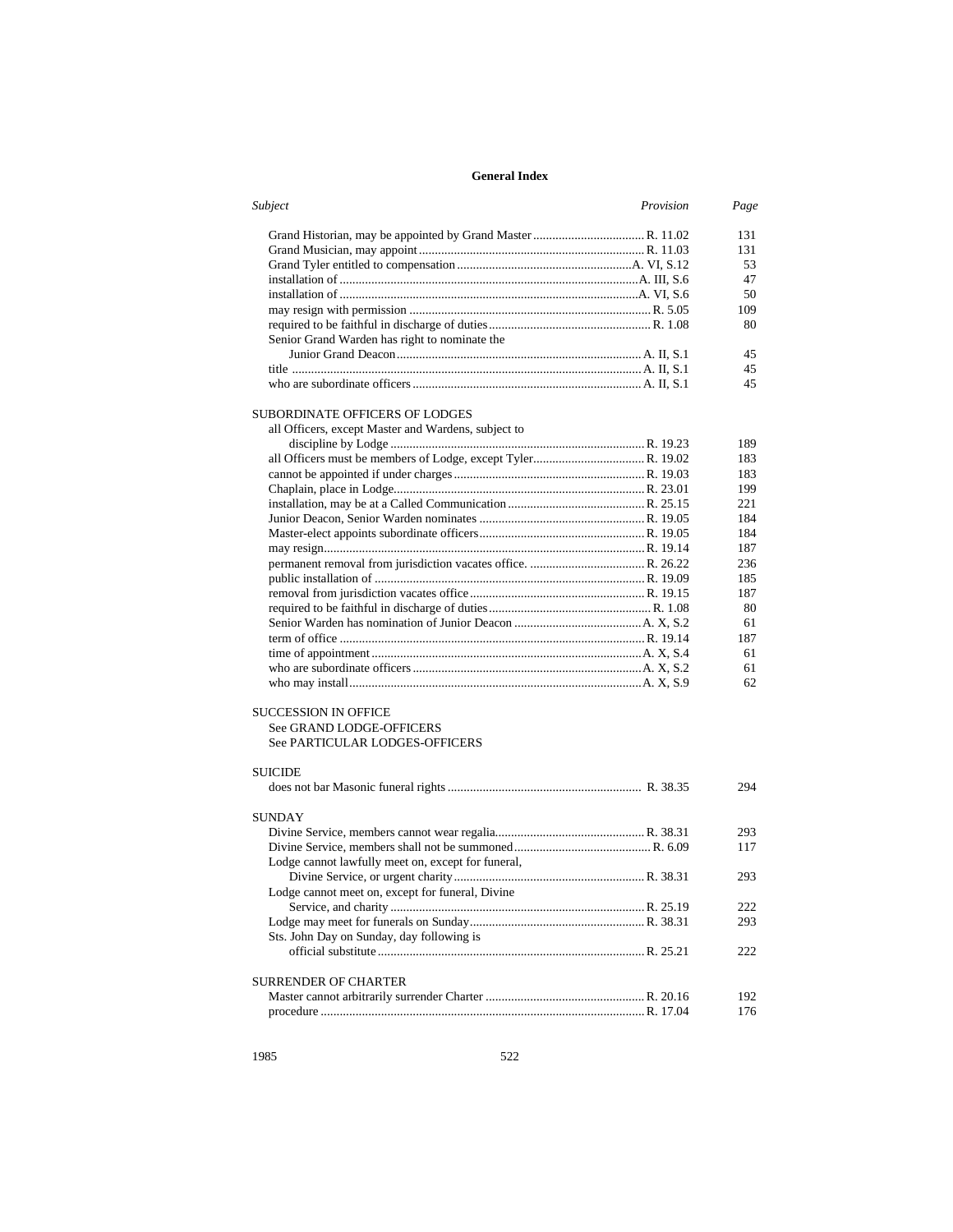**General Index**

| *Subject* | *Provision* | *Page* |
|---|---|---|
| Grand Historian, may be appointed by Grand Master | R. 11.02 | 131 |
| Grand Musician, may appoint | R. 11.03 | 131 |
| Grand Tyler entitled to compensation | A. VI, S.12 | 53 |
| installation of | A. III, S.6 | 47 |
| installation of | A. VI, S.6 | 50 |
| may resign with permission | R. 5.05 | 109 |
| required to be faithful in discharge of duties | R. 1.08 | 80 |
| Senior Grand Warden has right to nominate the Junior Grand Deacon | A. II, S.1 | 45 |
| title | A. II, S.1 | 45 |
| who are subordinate officers | A. II, S.1 | 45 |
| | | |
| SUBORDINATE OFFICERS OF LODGES | | |
| all Officers, except Master and Wardens, subject to discipline by Lodge | R. 19.23 | 189 |
| all Officers must be members of Lodge, except Tyler | R. 19.02 | 183 |
| cannot be appointed if under charges | R. 19.03 | 183 |
| Chaplain, place in Lodge | R. 23.01 | 199 |
| installation, may be at a Called Communication | R. 25.15 | 221 |
| Junior Deacon, Senior Warden nominates | R. 19.05 | 184 |
| Master-elect appoints subordinate officers | R. 19.05 | 184 |
| may resign | R. 19.14 | 187 |
| permanent removal from jurisdiction vacates office. | R. 26.22 | 236 |
| public installation of | R. 19.09 | 185 |
| removal from jurisdiction vacates office | R. 19.15 | 187 |
| required to be faithful in discharge of duties | R. 1.08 | 80 |
| Senior Warden has nomination of Junior Deacon | A. X, S.2 | 61 |
| term of office | R. 19.14 | 187 |
| time of appointment | A. X, S.4 | 61 |
| who are subordinate officers | A. X, S.2 | 61 |
| who may install | A. X, S.9 | 62 |
| | | |
| SUCCESSION IN OFFICE | | |
| See GRAND LODGE-OFFICERS | | |
| See PARTICULAR LODGES-OFFICERS | | |
| | | |
| SUICIDE | | |
| does not bar Masonic funeral rights | R. 38.35 | 294 |
| | | |
| SUNDAY | | |
| Divine Service, members cannot wear regalia | R. 38.31 | 293 |
| Divine Service, members shall not be summoned | R. 6.09 | 117 |
| Lodge cannot lawfully meet on, except for funeral, Divine Service, or urgent charity | R. 38.31 | 293 |
| Lodge cannot meet on, except for funeral, Divine Service, and charity | R. 25.19 | 222 |
| Lodge may meet for funerals on Sunday | R. 38.31 | 293 |
| Sts. John Day on Sunday, day following is official substitute | R. 25.21 | 222 |
| | | |
| SURRENDER OF CHARTER | | |
| Master cannot arbitrarily surrender Charter | R. 20.16 | 192 |
| procedure | R. 17.04 | 176 |

1985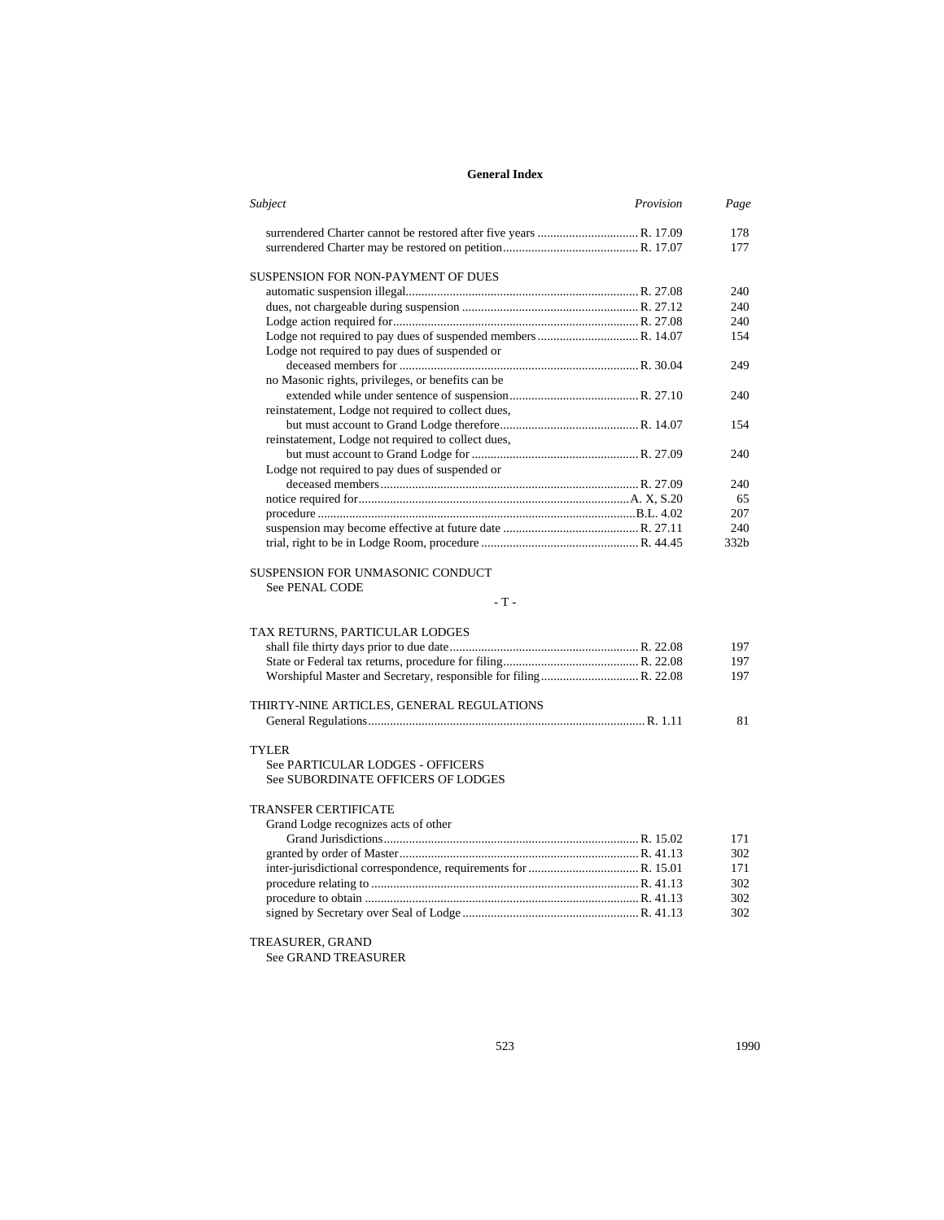**General Index**

| *Subject* | *Provision* | *Page* |
|---|---|---|
| surrendered Charter cannot be restored after five years | R. 17.09 | 178 |
| surrendered Charter may be restored on petition | R. 17.07 | 177 |
| | | |
| SUSPENSION FOR NON-PAYMENT OF DUES | | |
| automatic suspension illegal | R. 27.08 | 240 |
| dues, not chargeable during suspension | R. 27.12 | 240 |
| Lodge action required for | R. 27.08 | 240 |
| Lodge not required to pay dues of suspended members | R. 14.07 | 154 |
| Lodge not required to pay dues of suspended or deceased members for | R. 30.04 | 249 |
| no Masonic rights, privileges, or benefits can be extended while under sentence of suspension | R. 27.10 | 240 |
| reinstatement, Lodge not required to collect dues, but must account to Grand Lodge therefore | R. 14.07 | 154 |
| reinstatement, Lodge not required to collect dues, but must account to Grand Lodge for | R. 27.09 | 240 |
| Lodge not required to pay dues of suspended or deceased members | R. 27.09 | 240 |
| notice required for | A. X, S.20 | 65 |
| procedure | B.L. 4.02 | 207 |
| suspension may become effective at future date | R. 27.11 | 240 |
| trial, right to be in Lodge Room, procedure | R. 44.45 | 332b |
| | | |
| SUSPENSION FOR UNMASONIC CONDUCT | | |
| See PENAL CODE | | |

- T -

| *Subject* | *Provision* | *Page* |
|---|---|---|
| TAX RETURNS, PARTICULAR LODGES | | |
| shall file thirty days prior to due date | R. 22.08 | 197 |
| State or Federal tax returns, procedure for filing | R. 22.08 | 197 |
| Worshipful Master and Secretary, responsible for filing | R. 22.08 | 197 |
| | | |
| THIRTY-NINE ARTICLES, GENERAL REGULATIONS | | |
| General Regulations | R. 1.11 | 81 |
| | | |
| TYLER | | |
| See PARTICULAR LODGES - OFFICERS | | |
| See SUBORDINATE OFFICERS OF LODGES | | |
| | | |
| TRANSFER CERTIFICATE | | |
| Grand Lodge recognizes acts of other Grand Jurisdictions | R. 15.02 | 171 |
| granted by order of Master | R. 41.13 | 302 |
| inter-jurisdictional correspondence, requirements for | R. 15.01 | 171 |
| procedure relating to | R. 41.13 | 302 |
| procedure to obtain | R. 41.13 | 302 |
| signed by Secretary over Seal of Lodge | R. 41.13 | 302 |
| | | |
| TREASURER, GRAND | | |
| See GRAND TREASURER | | |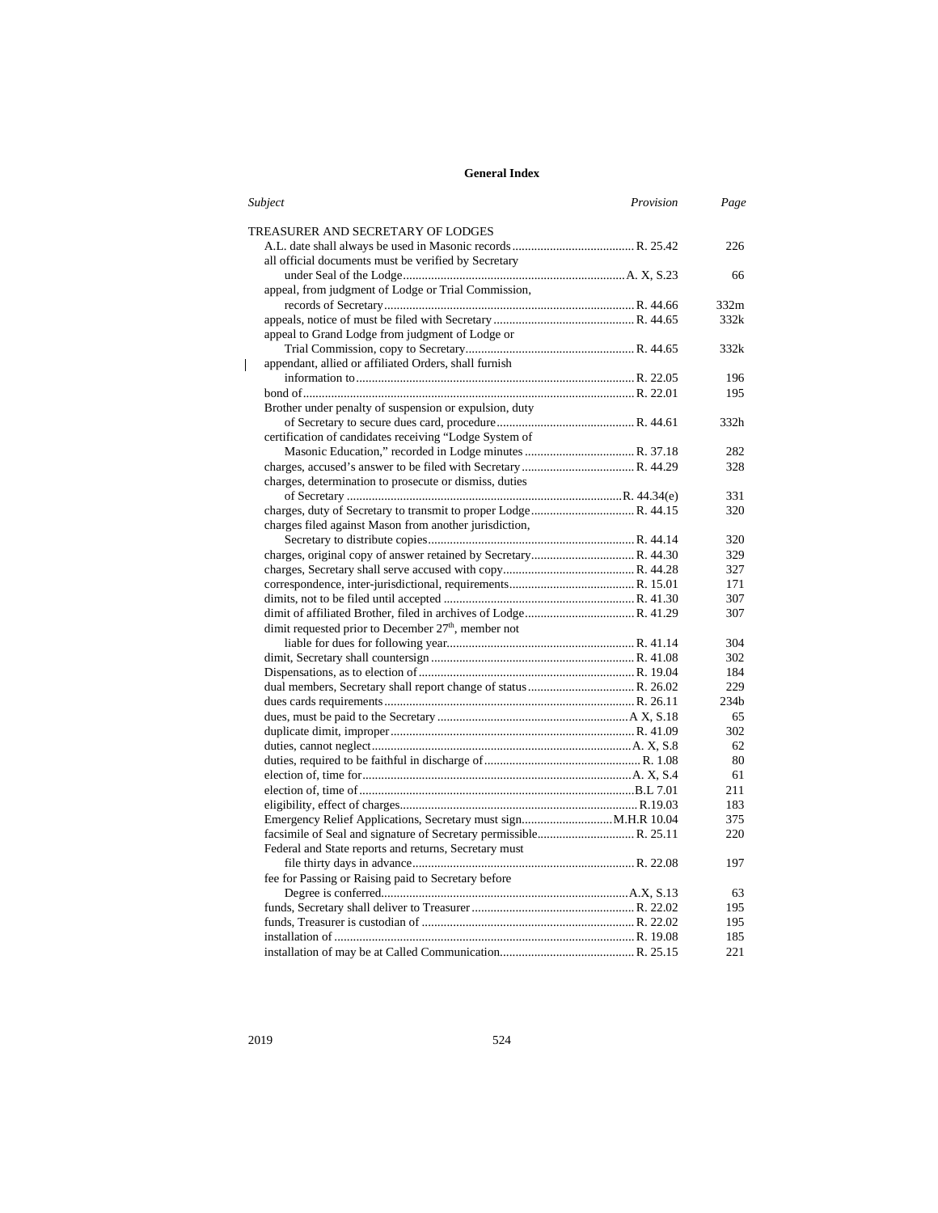## General Index

| *Subject* | *Provision* | *Page* |
|---|---|---|
| TREASURER AND SECRETARY OF LODGES | | |
| A.L. date shall always be used in Masonic records | R. 25.42 | 226 |
| all official documents must be verified by Secretary under Seal of the Lodge | A. X, S.23 | 66 |
| appeal, from judgment of Lodge or Trial Commission, records of Secretary | R. 44.66 | 332m |
| appeals, notice of must be filed with Secretary | R. 44.65 | 332k |
| appeal to Grand Lodge from judgment of Lodge or Trial Commission, copy to Secretary | R. 44.65 | 332k |
| appendant, allied or affiliated Orders, shall furnish information to | R. 22.05 | 196 |
| bond of | R. 22.01 | 195 |
| Brother under penalty of suspension or expulsion, duty of Secretary to secure dues card, procedure | R. 44.61 | 332h |
| certification of candidates receiving "Lodge System of Masonic Education," recorded in Lodge minutes | R. 37.18 | 282 |
| charges, accused's answer to be filed with Secretary | R. 44.29 | 328 |
| charges, determination to prosecute or dismiss, duties of Secretary | R. 44.34(e) | 331 |
| charges, duty of Secretary to transmit to proper Lodge | R. 44.15 | 320 |
| charges filed against Mason from another jurisdiction, Secretary to distribute copies | R. 44.14 | 320 |
| charges, original copy of answer retained by Secretary | R. 44.30 | 329 |
| charges, Secretary shall serve accused with copy | R. 44.28 | 327 |
| correspondence, inter-jurisdictional, requirements | R. 15.01 | 171 |
| dimits, not to be filed until accepted | R. 41.30 | 307 |
| dimit of affiliated Brother, filed in archives of Lodge | R. 41.29 | 307 |
| dimit requested prior to December 27th, member not liable for dues for following year | R. 41.14 | 304 |
| dimit, Secretary shall countersign | R. 41.08 | 302 |
| Dispensations, as to election of | R. 19.04 | 184 |
| dual members, Secretary shall report change of status | R. 26.02 | 229 |
| dues cards requirements | R. 26.11 | 234b |
| dues, must be paid to the Secretary | A X, S.18 | 65 |
| duplicate dimit, improper | R. 41.09 | 302 |
| duties, cannot neglect | A. X, S.8 | 62 |
| duties, required to be faithful in discharge of | R. 1.08 | 80 |
| election of, time for | A. X, S.4 | 61 |
| election of, time of | B.L 7.01 | 211 |
| eligibility, effect of charges | R.19.03 | 183 |
| Emergency Relief Applications, Secretary must sign | M.H.R 10.04 | 375 |
| facsimile of Seal and signature of Secretary permissible | R. 25.11 | 220 |
| Federal and State reports and returns, Secretary must file thirty days in advance | R. 22.08 | 197 |
| fee for Passing or Raising paid to Secretary before Degree is conferred | A.X, S.13 | 63 |
| funds, Secretary shall deliver to Treasurer | R. 22.02 | 195 |
| funds, Treasurer is custodian of | R. 22.02 | 195 |
| installation of | R. 19.08 | 185 |
| installation of may be at Called Communication | R. 25.15 | 221 |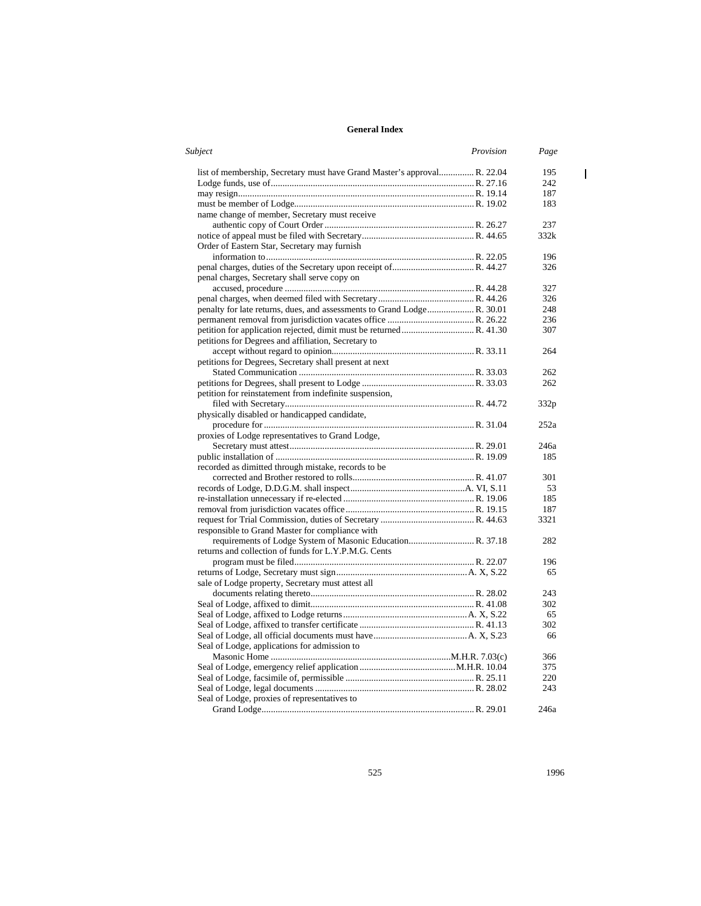**General Index**

| *Subject* | *Provision* | *Page* |
|---|---|---|
| list of membership, Secretary must have Grand Master's approval | R. 22.04 | 195 |
| Lodge funds, use of | R. 27.16 | 242 |
| may resign | R. 19.14 | 187 |
| must be member of Lodge | R. 19.02 | 183 |
| name change of member, Secretary must receive authentic copy of Court Order | R. 26.27 | 237 |
| notice of appeal must be filed with Secretary | R. 44.65 | 332k |
| Order of Eastern Star, Secretary may furnish information to | R. 22.05 | 196 |
| penal charges, duties of the Secretary upon receipt of | R. 44.27 | 326 |
| penal charges, Secretary shall serve copy on accused, procedure | R. 44.28 | 327 |
| penal charges, when deemed filed with Secretary | R. 44.26 | 326 |
| penalty for late returns, dues, and assessments to Grand Lodge | R. 30.01 | 248 |
| permanent removal from jurisdiction vacates office | R. 26.22 | 236 |
| petition for application rejected, dimit must be returned | R. 41.30 | 307 |
| petitions for Degrees and affiliation, Secretary to accept without regard to opinion | R. 33.11 | 264 |
| petitions for Degrees, Secretary shall present at next Stated Communication | R. 33.03 | 262 |
| petitions for Degrees, shall present to Lodge | R. 33.03 | 262 |
| petition for reinstatement from indefinite suspension, filed with Secretary | R. 44.72 | 332p |
| physically disabled or handicapped candidate, procedure for | R. 31.04 | 252a |
| proxies of Lodge representatives to Grand Lodge, Secretary must attest | R. 29.01 | 246a |
| public installation of | R. 19.09 | 185 |
| recorded as dimitted through mistake, records to be corrected and Brother restored to rolls | R. 41.07 | 301 |
| records of Lodge, D.D.G.M. shall inspect | A. VI, S.11 | 53 |
| re-installation unnecessary if re-elected | R. 19.06 | 185 |
| removal from jurisdiction vacates office | R. 19.15 | 187 |
| request for Trial Commission, duties of Secretary | R. 44.63 | 3321 |
| responsible to Grand Master for compliance with requirements of Lodge System of Masonic Education | R. 37.18 | 282 |
| returns and collection of funds for L.Y.P.M.G. Cents program must be filed | R. 22.07 | 196 |
| returns of Lodge, Secretary must sign | A. X, S.22 | 65 |
| sale of Lodge property, Secretary must attest all documents relating thereto | R. 28.02 | 243 |
| Seal of Lodge, affixed to dimit | R. 41.08 | 302 |
| Seal of Lodge, affixed to Lodge returns | A. X, S.22 | 65 |
| Seal of Lodge, affixed to transfer certificate | R. 41.13 | 302 |
| Seal of Lodge, all official documents must have | A. X, S.23 | 66 |
| Seal of Lodge, applications for admission to Masonic Home | M.H.R. 7.03(c) | 366 |
| Seal of Lodge, emergency relief application | M.H.R. 10.04 | 375 |
| Seal of Lodge, facsimile of, permissible | R. 25.11 | 220 |
| Seal of Lodge, legal documents | R. 28.02 | 243 |
| Seal of Lodge, proxies of representatives to Grand Lodge | R. 29.01 | 246a |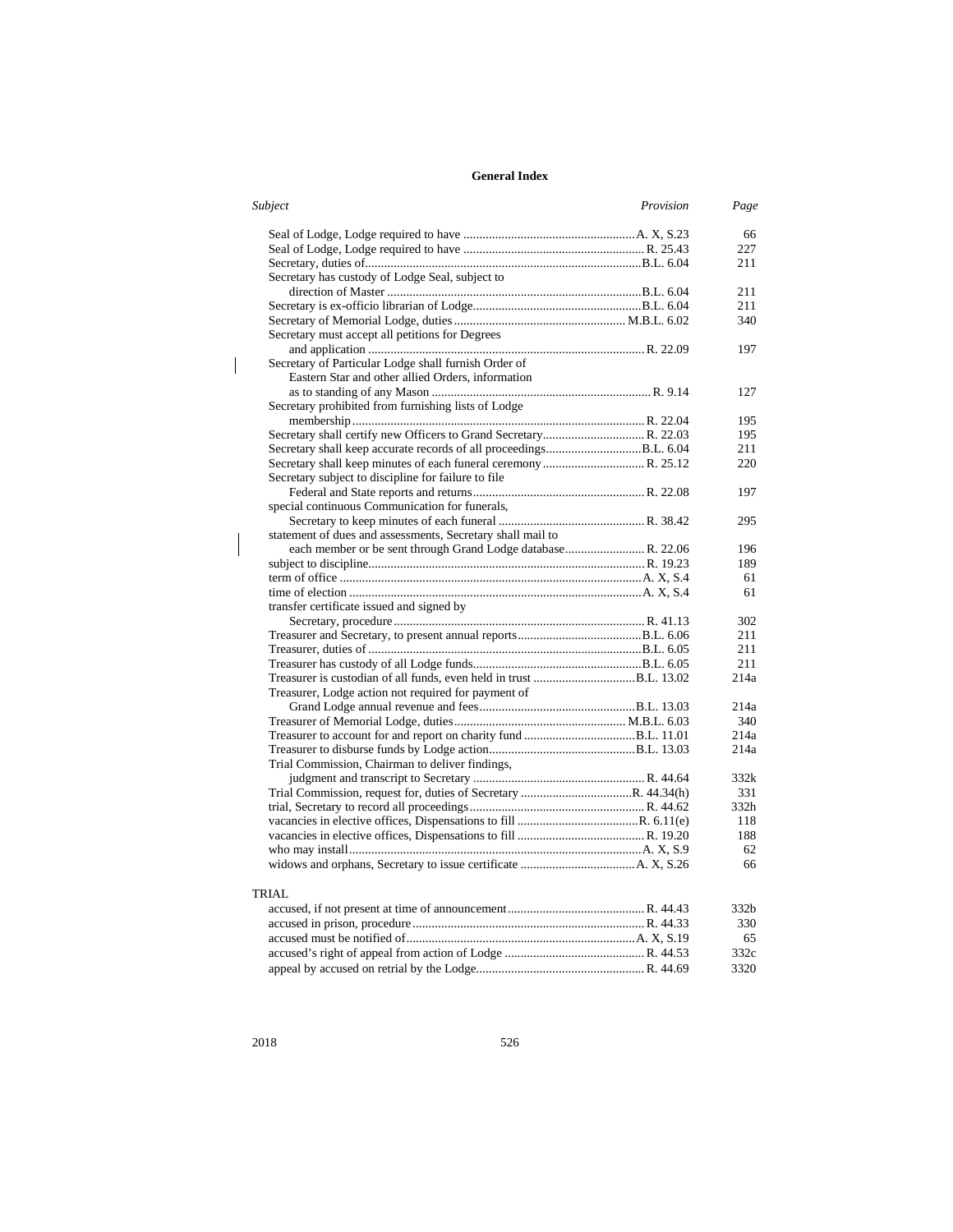**General Index**

| *Subject* | *Provision* | *Page* |
|---|---|---|
| Seal of Lodge, Lodge required to have | A. X, S.23 | 66 |
| Seal of Lodge, Lodge required to have | R. 25.43 | 227 |
| Secretary, duties of | B.L. 6.04 | 211 |
| Secretary has custody of Lodge Seal, subject to direction of Master | B.L. 6.04 | 211 |
| Secretary is ex-officio librarian of Lodge | B.L. 6.04 | 211 |
| Secretary of Memorial Lodge, duties | M.B.L. 6.02 | 340 |
| Secretary must accept all petitions for Degrees and application | R. 22.09 | 197 |
| Secretary of Particular Lodge shall furnish Order of Eastern Star and other allied Orders, information as to standing of any Mason | R. 9.14 | 127 |
| Secretary prohibited from furnishing lists of Lodge membership | R. 22.04 | 195 |
| Secretary shall certify new Officers to Grand Secretary | R. 22.03 | 195 |
| Secretary shall keep accurate records of all proceedings | B.L. 6.04 | 211 |
| Secretary shall keep minutes of each funeral ceremony | R. 25.12 | 220 |
| Secretary subject to discipline for failure to file Federal and State reports and returns | R. 22.08 | 197 |
| special continuous Communication for funerals, Secretary to keep minutes of each funeral | R. 38.42 | 295 |
| statement of dues and assessments, Secretary shall mail to each member or be sent through Grand Lodge database | R. 22.06 | 196 |
| subject to discipline | R. 19.23 | 189 |
| term of office | A. X, S.4 | 61 |
| time of election | A. X, S.4 | 61 |
| transfer certificate issued and signed by Secretary, procedure | R. 41.13 | 302 |
| Treasurer and Secretary, to present annual reports | B.L. 6.06 | 211 |
| Treasurer, duties of | B.L. 6.05 | 211 |
| Treasurer has custody of all Lodge funds | B.L. 6.05 | 211 |
| Treasurer is custodian of all funds, even held in trust | B.L. 13.02 | 214a |
| Treasurer, Lodge action not required for payment of Grand Lodge annual revenue and fees | B.L. 13.03 | 214a |
| Treasurer of Memorial Lodge, duties | M.B.L. 6.03 | 340 |
| Treasurer to account for and report on charity fund | B.L. 11.01 | 214a |
| Treasurer to disburse funds by Lodge action | B.L. 13.03 | 214a |
| Trial Commission, Chairman to deliver findings, judgment and transcript to Secretary | R. 44.64 | 332k |
| Trial Commission, request for, duties of Secretary | R. 44.34(h) | 331 |
| trial, Secretary to record all proceedings | R. 44.62 | 332h |
| vacancies in elective offices, Dispensations to fill | R. 6.11(e) | 118 |
| vacancies in elective offices, Dispensations to fill | R. 19.20 | 188 |
| who may install | A. X, S.9 | 62 |
| widows and orphans, Secretary to issue certificate | A. X, S.26 | 66 |

TRIAL

| *Subject* | *Provision* | *Page* |
|---|---|---|
| accused, if not present at time of announcement | R. 44.43 | 332b |
| accused in prison, procedure | R. 44.33 | 330 |
| accused must be notified of | A. X, S.19 | 65 |
| accused's right of appeal from action of Lodge | R. 44.53 | 332c |
| appeal by accused on retrial by the Lodge | R. 44.69 | 3320 |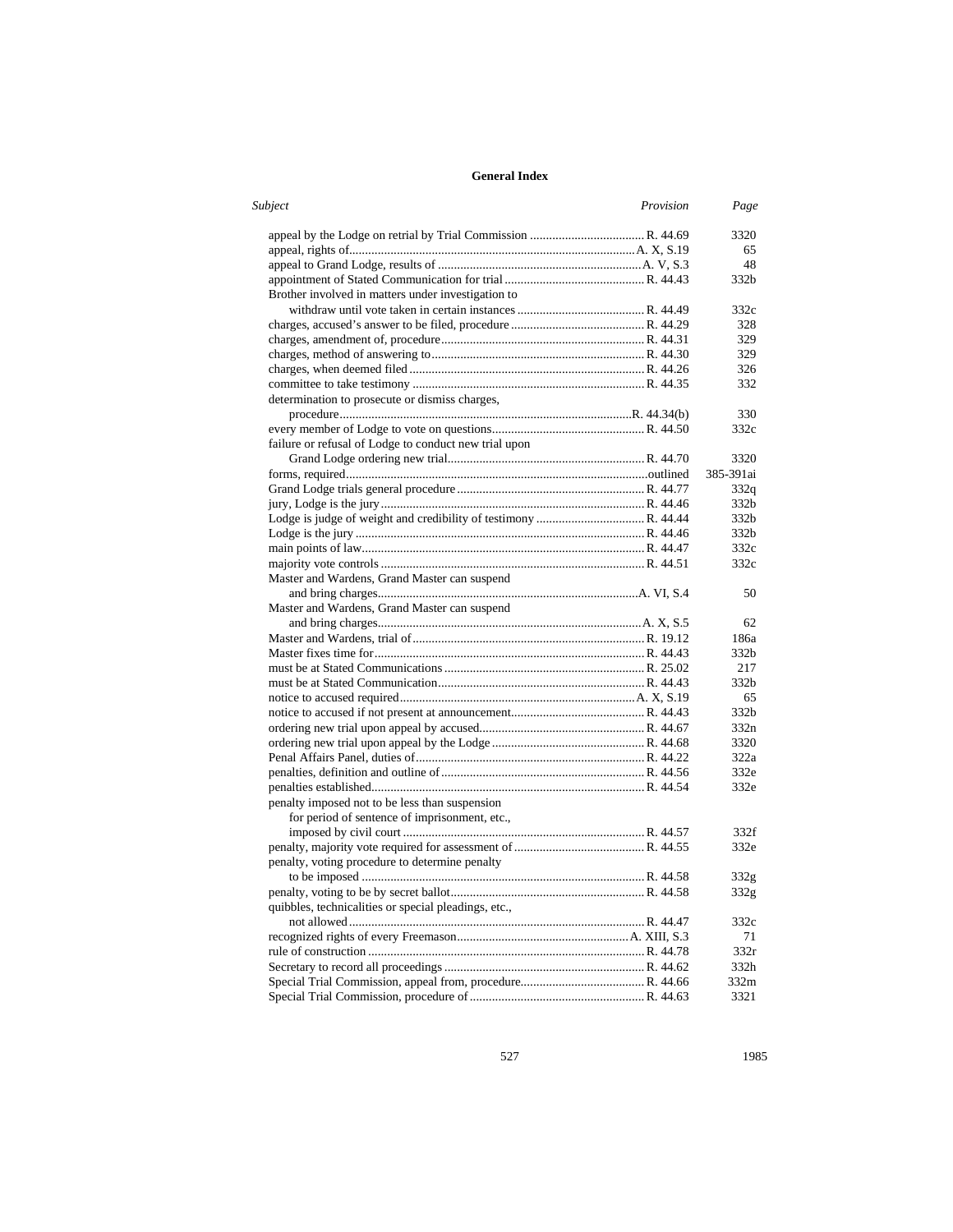## General Index

| Subject | Provision | Page |
|---|---|---|
| appeal by the Lodge on retrial by Trial Commission | R. 44.69 | 3320 |
| appeal, rights of | A. X, S.19 | 65 |
| appeal to Grand Lodge, results of | A. V, S.3 | 48 |
| appointment of Stated Communication for trial | R. 44.43 | 332b |
| Brother involved in matters under investigation to withdraw until vote taken in certain instances | R. 44.49 | 332c |
| charges, accused's answer to be filed, procedure | R. 44.29 | 328 |
| charges, amendment of, procedure | R. 44.31 | 329 |
| charges, method of answering to | R. 44.30 | 329 |
| charges, when deemed filed | R. 44.26 | 326 |
| committee to take testimony | R. 44.35 | 332 |
| determination to prosecute or dismiss charges, procedure | R. 44.34(b) | 330 |
| every member of Lodge to vote on questions | R. 44.50 | 332c |
| failure or refusal of Lodge to conduct new trial upon Grand Lodge ordering new trial | R. 44.70 | 3320 |
| forms, required | outlined | 385-391ai |
| Grand Lodge trials general procedure | R. 44.77 | 332q |
| jury, Lodge is the jury | R. 44.46 | 332b |
| Lodge is judge of weight and credibility of testimony | R. 44.44 | 332b |
| Lodge is the jury | R. 44.46 | 332b |
| main points of law | R. 44.47 | 332c |
| majority vote controls | R. 44.51 | 332c |
| Master and Wardens, Grand Master can suspend and bring charges | A. VI, S.4 | 50 |
| Master and Wardens, Grand Master can suspend and bring charges | A. X, S.5 | 62 |
| Master and Wardens, trial of | R. 19.12 | 186a |
| Master fixes time for | R. 44.43 | 332b |
| must be at Stated Communications | R. 25.02 | 217 |
| must be at Stated Communication | R. 44.43 | 332b |
| notice to accused required | A. X, S.19 | 65 |
| notice to accused if not present at announcement | R. 44.43 | 332b |
| ordering new trial upon appeal by accused | R. 44.67 | 332n |
| ordering new trial upon appeal by the Lodge | R. 44.68 | 3320 |
| Penal Affairs Panel, duties of | R. 44.22 | 322a |
| penalties, definition and outline of | R. 44.56 | 332e |
| penalties established | R. 44.54 | 332e |
| penalty imposed not to be less than suspension for period of sentence of imprisonment, etc., imposed by civil court | R. 44.57 | 332f |
| penalty, majority vote required for assessment of | R. 44.55 | 332e |
| penalty, voting procedure to determine penalty to be imposed | R. 44.58 | 332g |
| penalty, voting to be by secret ballot | R. 44.58 | 332g |
| quibbles, technicalities or special pleadings, etc., not allowed | R. 44.47 | 332c |
| recognized rights of every Freemason | A. XIII, S.3 | 71 |
| rule of construction | R. 44.78 | 332r |
| Secretary to record all proceedings | R. 44.62 | 332h |
| Special Trial Commission, appeal from, procedure | R. 44.66 | 332m |
| Special Trial Commission, procedure of | R. 44.63 | 3321 |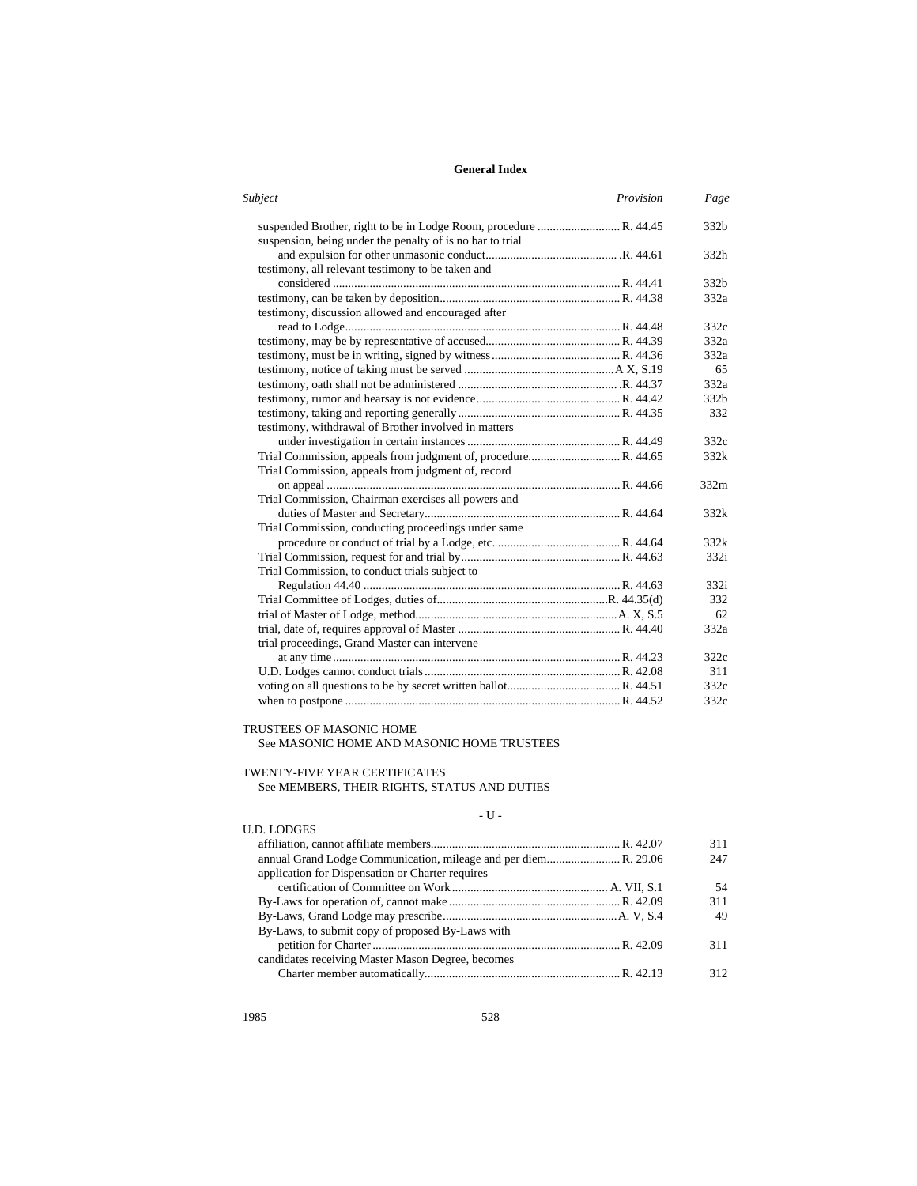# General Index

| *Subject* | *Provision* | *Page* |
|---|---|---|
| suspended Brother, right to be in Lodge Room, procedure | R. 44.45 | 332b |
| suspension, being under the penalty of is no bar to trial and expulsion for other unmasonic conduct | R. 44.61 | 332h |
| testimony, all relevant testimony to be taken and considered | R. 44.41 | 332b |
| testimony, can be taken by deposition | R. 44.38 | 332a |
| testimony, discussion allowed and encouraged after read to Lodge | R. 44.48 | 332c |
| testimony, may be by representative of accused | R. 44.39 | 332a |
| testimony, must be in writing, signed by witness | R. 44.36 | 332a |
| testimony, notice of taking must be served | A X, S.19 | 65 |
| testimony, oath shall not be administered | R. 44.37 | 332a |
| testimony, rumor and hearsay is not evidence | R. 44.42 | 332b |
| testimony, taking and reporting generally | R. 44.35 | 332 |
| testimony, withdrawal of Brother involved in matters under investigation in certain instances | R. 44.49 | 332c |
| Trial Commission, appeals from judgment of, procedure | R. 44.65 | 332k |
| Trial Commission, appeals from judgment of, record on appeal | R. 44.66 | 332m |
| Trial Commission, Chairman exercises all powers and duties of Master and Secretary | R. 44.64 | 332k |
| Trial Commission, conducting proceedings under same procedure or conduct of trial by a Lodge, etc. | R. 44.64 | 332k |
| Trial Commission, request for and trial by | R. 44.63 | 332i |
| Trial Commission, to conduct trials subject to Regulation 44.40 | R. 44.63 | 332i |
| Trial Committee of Lodges, duties of | R. 44.35(d) | 332 |
| trial of Master of Lodge, method | A. X, S.5 | 62 |
| trial, date of, requires approval of Master | R. 44.40 | 332a |
| trial proceedings, Grand Master can intervene at any time | R. 44.23 | 322c |
| U.D. Lodges cannot conduct trials | R. 42.08 | 311 |
| voting on all questions to be by secret written ballot | R. 44.51 | 332c |
| when to postpone | R. 44.52 | 332c |

TRUSTEES OF MASONIC HOME
See MASONIC HOME AND MASONIC HOME TRUSTEES

TWENTY-FIVE YEAR CERTIFICATES
See MEMBERS, THEIR RIGHTS, STATUS AND DUTIES

- U -

U.D. LODGES

| *Subject* | *Provision* | *Page* |
|---|---|---|
| affiliation, cannot affiliate members | R. 42.07 | 311 |
| annual Grand Lodge Communication, mileage and per diem | R. 29.06 | 247 |
| application for Dispensation or Charter requires certification of Committee on Work | A. VII, S.1 | 54 |
| By-Laws for operation of, cannot make | R. 42.09 | 311 |
| By-Laws, Grand Lodge may prescribe | A. V, S.4 | 49 |
| By-Laws, to submit copy of proposed By-Laws with petition for Charter | R. 42.09 | 311 |
| candidates receiving Master Mason Degree, becomes Charter member automatically | R. 42.13 | 312 |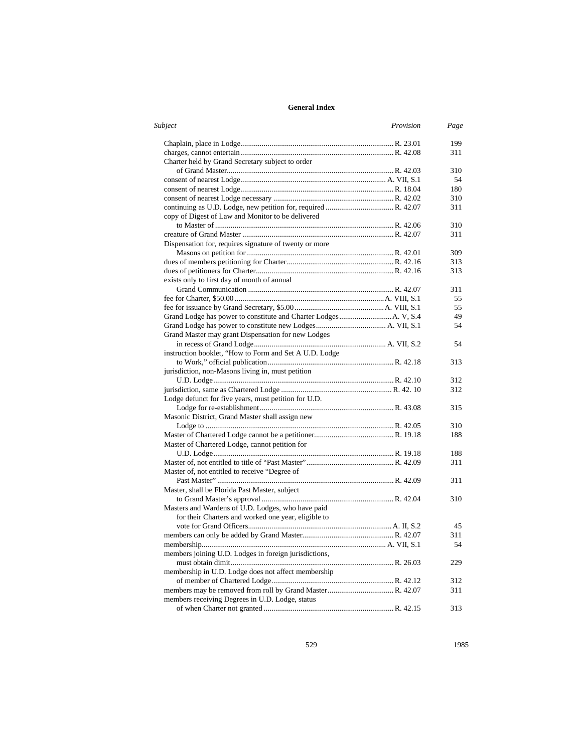## General Index

| Subject | Provision | Page |
|---|---|---|
| Chaplain, place in Lodge | R. 23.01 | 199 |
| charges, cannot entertain | R. 42.08 | 311 |
| Charter held by Grand Secretary subject to order of Grand Master | R. 42.03 | 310 |
| consent of nearest Lodge | A. VII, S.1 | 54 |
| consent of nearest Lodge | R. 18.04 | 180 |
| consent of nearest Lodge necessary | R. 42.02 | 310 |
| continuing as U.D. Lodge, new petition for, required | R. 42.07 | 311 |
| copy of Digest of Law and Monitor to be delivered to Master of | R. 42.06 | 310 |
| creature of Grand Master | R. 42.07 | 311 |
| Dispensation for, requires signature of twenty or more Masons on petition for | R. 42.01 | 309 |
| dues of members petitioning for Charter | R. 42.16 | 313 |
| dues of petitioners for Charter | R. 42.16 | 313 |
| exists only to first day of month of annual Grand Communication | R. 42.07 | 311 |
| fee for Charter, $50.00 | A. VIII, S.1 | 55 |
| fee for issuance by Grand Secretary, $5.00 | A. VIII, S.1 | 55 |
| Grand Lodge has power to constitute and Charter Lodges | A. V, S.4 | 49 |
| Grand Lodge has power to constitute new Lodges | A. VII, S.1 | 54 |
| Grand Master may grant Dispensation for new Lodges in recess of Grand Lodge | A. VII, S.2 | 54 |
| instruction booklet, "How to Form and Set A U.D. Lodge to Work," official publication | R. 42.18 | 313 |
| jurisdiction, non-Masons living in, must petition U.D. Lodge | R. 42.10 | 312 |
| jurisdiction, same as Chartered Lodge | R. 42. 10 | 312 |
| Lodge defunct for five years, must petition for U.D. Lodge for re-establishment | R. 43.08 | 315 |
| Masonic District, Grand Master shall assign new Lodge to | R. 42.05 | 310 |
| Master of Chartered Lodge cannot be a petitioner | R. 19.18 | 188 |
| Master of Chartered Lodge, cannot petition for U.D. Lodge | R. 19.18 | 188 |
| Master of, not entitled to title of "Past Master" | R. 42.09 | 311 |
| Master of, not entitled to receive "Degree of Past Master" | R. 42.09 | 311 |
| Master, shall be Florida Past Master, subject to Grand Master's approval | R. 42.04 | 310 |
| Masters and Wardens of U.D. Lodges, who have paid for their Charters and worked one year, eligible to vote for Grand Officers | A. II, S.2 | 45 |
| members can only be added by Grand Master | R. 42.07 | 311 |
| membership | A. VII, S.1 | 54 |
| members joining U.D. Lodges in foreign jurisdictions, must obtain dimit | R. 26.03 | 229 |
| membership in U.D. Lodge does not affect membership of member of Chartered Lodge | R. 42.12 | 312 |
| members may be removed from roll by Grand Master | R. 42.07 | 311 |
| members receiving Degrees in U.D. Lodge, status of when Charter not granted | R. 42.15 | 313 |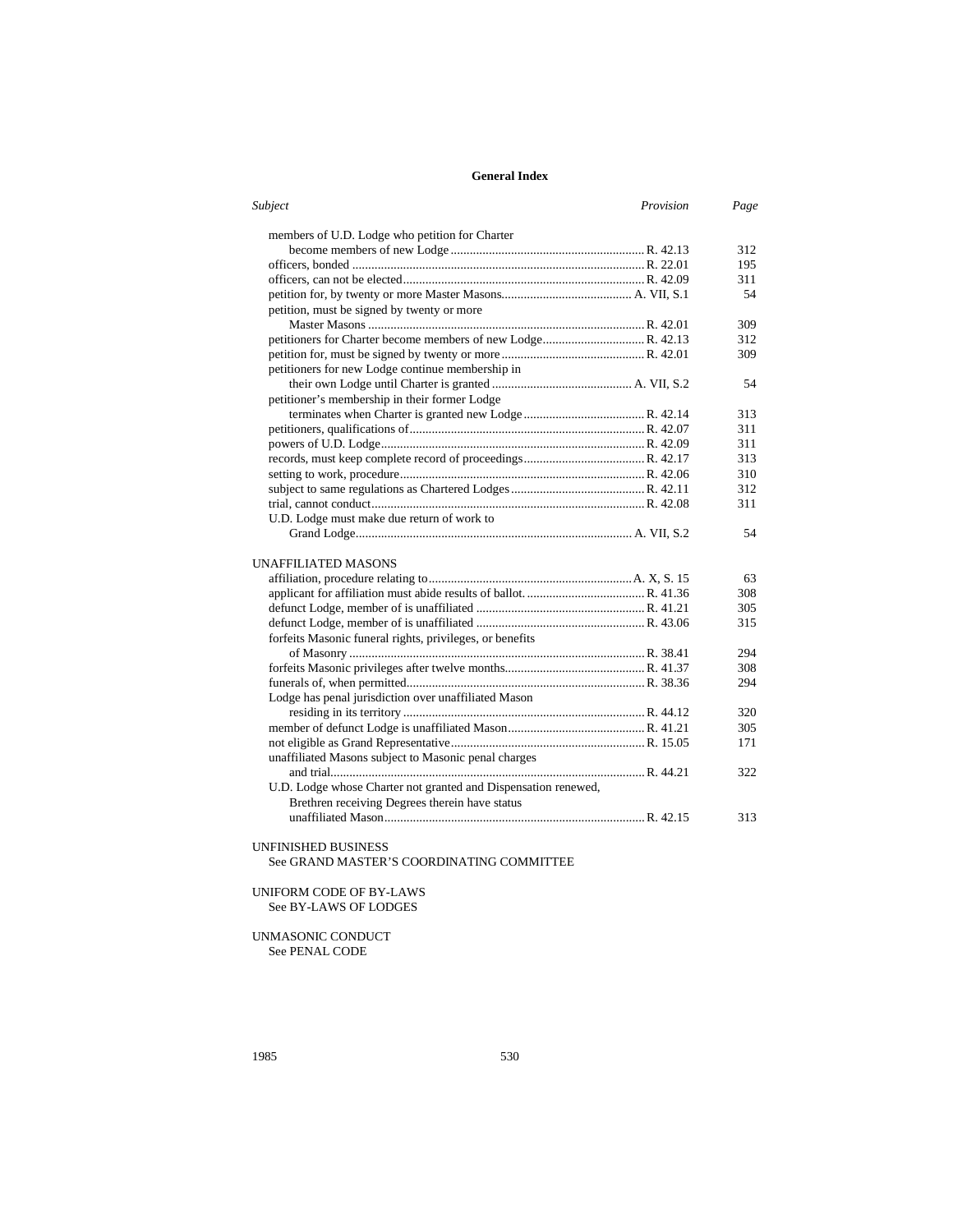## General Index

| *Subject* | *Provision* | *Page* |
|---|---|---|
| members of U.D. Lodge who petition for Charter become members of new Lodge | R. 42.13 | 312 |
| officers, bonded | R. 22.01 | 195 |
| officers, can not be elected | R. 42.09 | 311 |
| petition for, by twenty or more Master Masons | A. VII, S.1 | 54 |
| petition, must be signed by twenty or more Master Masons | R. 42.01 | 309 |
| petitioners for Charter become members of new Lodge | R. 42.13 | 312 |
| petition for, must be signed by twenty or more | R. 42.01 | 309 |
| petitioners for new Lodge continue membership in their own Lodge until Charter is granted | A. VII, S.2 | 54 |
| petitioner's membership in their former Lodge terminates when Charter is granted new Lodge | R. 42.14 | 313 |
| petitioners, qualifications of | R. 42.07 | 311 |
| powers of U.D. Lodge | R. 42.09 | 311 |
| records, must keep complete record of proceedings | R. 42.17 | 313 |
| setting to work, procedure | R. 42.06 | 310 |
| subject to same regulations as Chartered Lodges | R. 42.11 | 312 |
| trial, cannot conduct | R. 42.08 | 311 |
| U.D. Lodge must make due return of work to Grand Lodge | A. VII, S.2 | 54 |

UNAFFILIATED MASONS

| *Subject* | *Provision* | *Page* |
|---|---|---|
| affiliation, procedure relating to | A. X, S. 15 | 63 |
| applicant for affiliation must abide results of ballot. | R. 41.36 | 308 |
| defunct Lodge, member of is unaffiliated | R. 41.21 | 305 |
| defunct Lodge, member of is unaffiliated | R. 43.06 | 315 |
| forfeits Masonic funeral rights, privileges, or benefits of Masonry | R. 38.41 | 294 |
| forfeits Masonic privileges after twelve months | R. 41.37 | 308 |
| funerals of, when permitted | R. 38.36 | 294 |
| Lodge has penal jurisdiction over unaffiliated Mason residing in its territory | R. 44.12 | 320 |
| member of defunct Lodge is unaffiliated Mason | R. 41.21 | 305 |
| not eligible as Grand Representative | R. 15.05 | 171 |
| unaffiliated Masons subject to Masonic penal charges and trial | R. 44.21 | 322 |
| U.D. Lodge whose Charter not granted and Dispensation renewed, Brethren receiving Degrees therein have status unaffiliated Mason | R. 42.15 | 313 |

UNFINISHED BUSINESS
See GRAND MASTER'S COORDINATING COMMITTEE

UNIFORM CODE OF BY-LAWS
See BY-LAWS OF LODGES

UNMASONIC CONDUCT
See PENAL CODE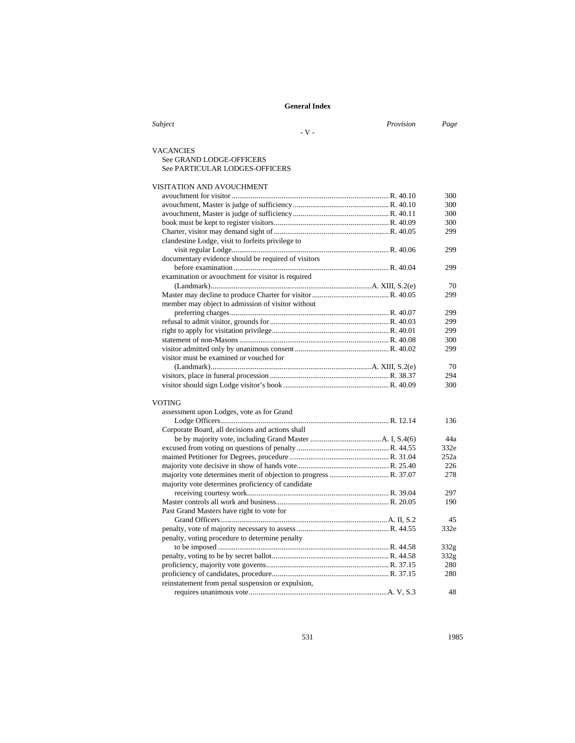## General Index

| Subject | Provision | Page |
|---|---|---|

### - V -

**VACANCIES**

See GRAND LODGE-OFFICERS
See PARTICULAR LODGES-OFFICERS

**VISITATION AND AVOUCHMENT**

| Subject | Provision | Page |
|---|---|---|
| avouchment for visitor | R. 40.10 | 300 |
| avouchment, Master is judge of sufficiency | R. 40.10 | 300 |
| avouchment, Master is judge of sufficiency | R. 40.11 | 300 |
| book must be kept to register visitors | R. 40.09 | 300 |
| Charter, visitor may demand sight of | R. 40.05 | 299 |
| clandestine Lodge, visit to forfeits privilege to visit regular Lodge | R. 40.06 | 299 |
| documentary evidence should be required of visitors before examination | R. 40.04 | 299 |
| examination or avouchment for visitor is required (Landmark) | A. XIII, S.2(e) | 70 |
| Master may decline to produce Charter for visitor | R. 40.05 | 299 |
| member may object to admission of visitor without preferring charges | R. 40.07 | 299 |
| refusal to admit visitor, grounds for | R. 40.03 | 299 |
| right to apply for visitation privilege | R. 40.01 | 299 |
| statement of non-Masons | R. 40.08 | 300 |
| visitor admitted only by unanimous consent | R. 40.02 | 299 |
| visitor must be examined or vouched for (Landmark) | A. XIII, S.2(e) | 70 |
| visitors, place in funeral procession | R. 38.37 | 294 |
| visitor should sign Lodge visitor's book | R. 40.09 | 300 |

**VOTING**

| Subject | Provision | Page |
|---|---|---|
| assessment upon Lodges, vote as for Grand Lodge Officers | R. 12.14 | 136 |
| Corporate Board, all decisions and actions shall be by majority vote, including Grand Master | A. I, S.4(6) | 44a |
| excused from voting on questions of penalty | R. 44.55 | 332e |
| maimed Petitioner for Degrees, procedure | R. 31.04 | 252a |
| majority vote decisive in show of hands vote | R. 25.40 | 226 |
| majority vote determines merit of objection to progress | R. 37.07 | 278 |
| majority vote determines proficiency of candidate receiving courtesy work | R. 39.04 | 297 |
| Master controls all work and business | R. 20.05 | 190 |
| Past Grand Masters have right to vote for Grand Officers | A. II, S.2 | 45 |
| penalty, vote of majority necessary to assess | R. 44.55 | 332e |
| penalty, voting procedure to determine penalty to be imposed | R. 44.58 | 332g |
| penalty, voting to be by secret ballot | R. 44.58 | 332g |
| proficiency, majority vote governs | R. 37.15 | 280 |
| proficiency of candidates, procedure | R. 37.15 | 280 |
| reinstatement from penal suspension or expulsion, requires unanimous vote | A. V, S.3 | 48 |

1985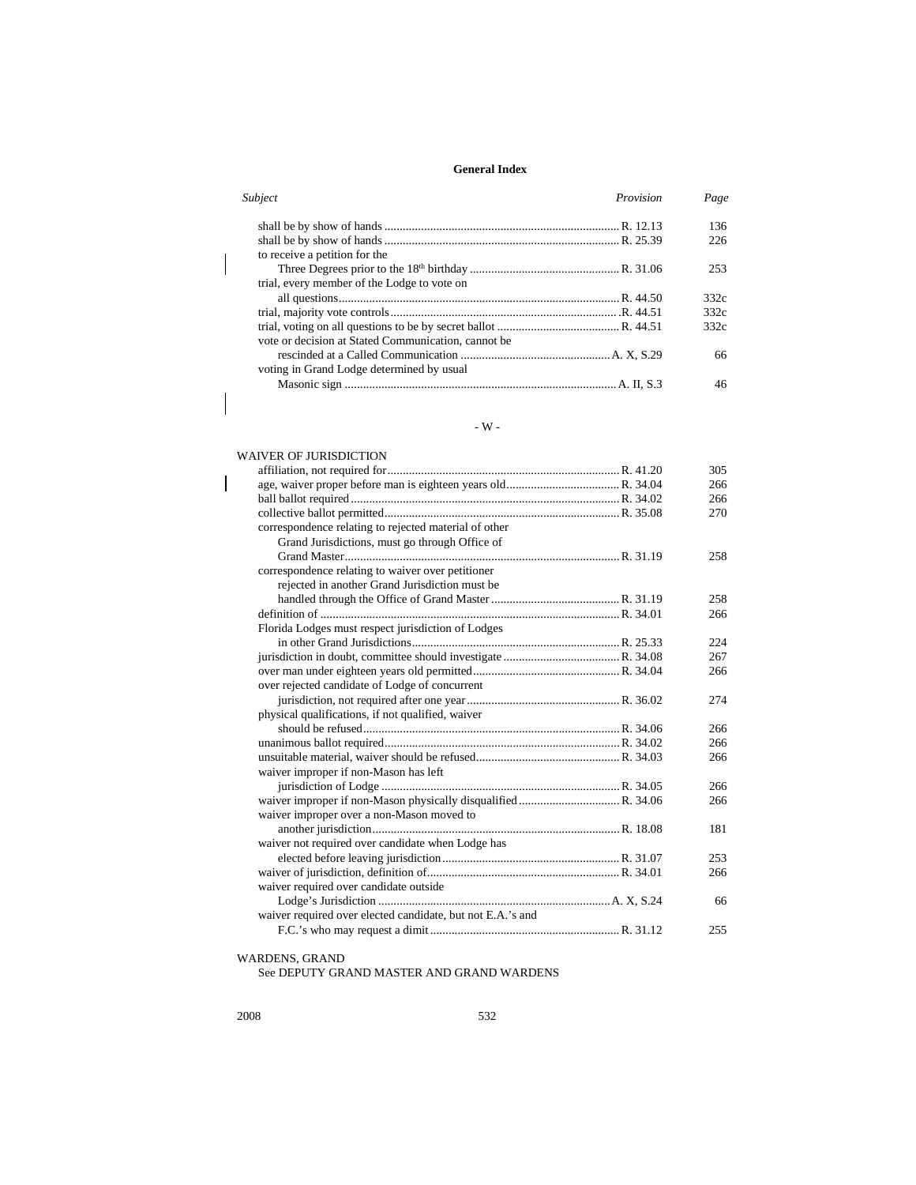## General Index

| *Subject* | *Provision* | *Page* |
|---|---|---|
| shall be by show of hands | R. 12.13 | 136 |
| shall be by show of hands | R. 25.39 | 226 |
| to receive a petition for the Three Degrees prior to the 18th birthday | R. 31.06 | 253 |
| trial, every member of the Lodge to vote on all questions | R. 44.50 | 332c |
| trial, majority vote controls | R. 44.51 | 332c |
| trial, voting on all questions to be by secret ballot | R. 44.51 | 332c |
| vote or decision at Stated Communication, cannot be rescinded at a Called Communication | A. X, S.29 | 66 |
| voting in Grand Lodge determined by usual Masonic sign | A. II, S.3 | 46 |

- W -

WAIVER OF JURISDICTION

| *Subject* | *Provision* | *Page* |
|---|---|---|
| affiliation, not required for | R. 41.20 | 305 |
| age, waiver proper before man is eighteen years old | R. 34.04 | 266 |
| ball ballot required | R. 34.02 | 266 |
| collective ballot permitted | R. 35.08 | 270 |
| correspondence relating to rejected material of other Grand Jurisdictions, must go through Office of Grand Master | R. 31.19 | 258 |
| correspondence relating to waiver over petitioner rejected in another Grand Jurisdiction must be handled through the Office of Grand Master | R. 31.19 | 258 |
| definition of | R. 34.01 | 266 |
| Florida Lodges must respect jurisdiction of Lodges in other Grand Jurisdictions | R. 25.33 | 224 |
| jurisdiction in doubt, committee should investigate | R. 34.08 | 267 |
| over man under eighteen years old permitted | R. 34.04 | 266 |
| over rejected candidate of Lodge of concurrent jurisdiction, not required after one year | R. 36.02 | 274 |
| physical qualifications, if not qualified, waiver should be refused | R. 34.06 | 266 |
| unanimous ballot required | R. 34.02 | 266 |
| unsuitable material, waiver should be refused | R. 34.03 | 266 |
| waiver improper if non-Mason has left jurisdiction of Lodge | R. 34.05 | 266 |
| waiver improper if non-Mason physically disqualified | R. 34.06 | 266 |
| waiver improper over a non-Mason moved to another jurisdiction | R. 18.08 | 181 |
| waiver not required over candidate when Lodge has elected before leaving jurisdiction | R. 31.07 | 253 |
| waiver of jurisdiction, definition of | R. 34.01 | 266 |
| waiver required over candidate outside Lodge's Jurisdiction | A. X, S.24 | 66 |
| waiver required over elected candidate, but not E.A.'s and F.C.'s who may request a dimit | R. 31.12 | 255 |

WARDENS, GRAND
See DEPUTY GRAND MASTER AND GRAND WARDENS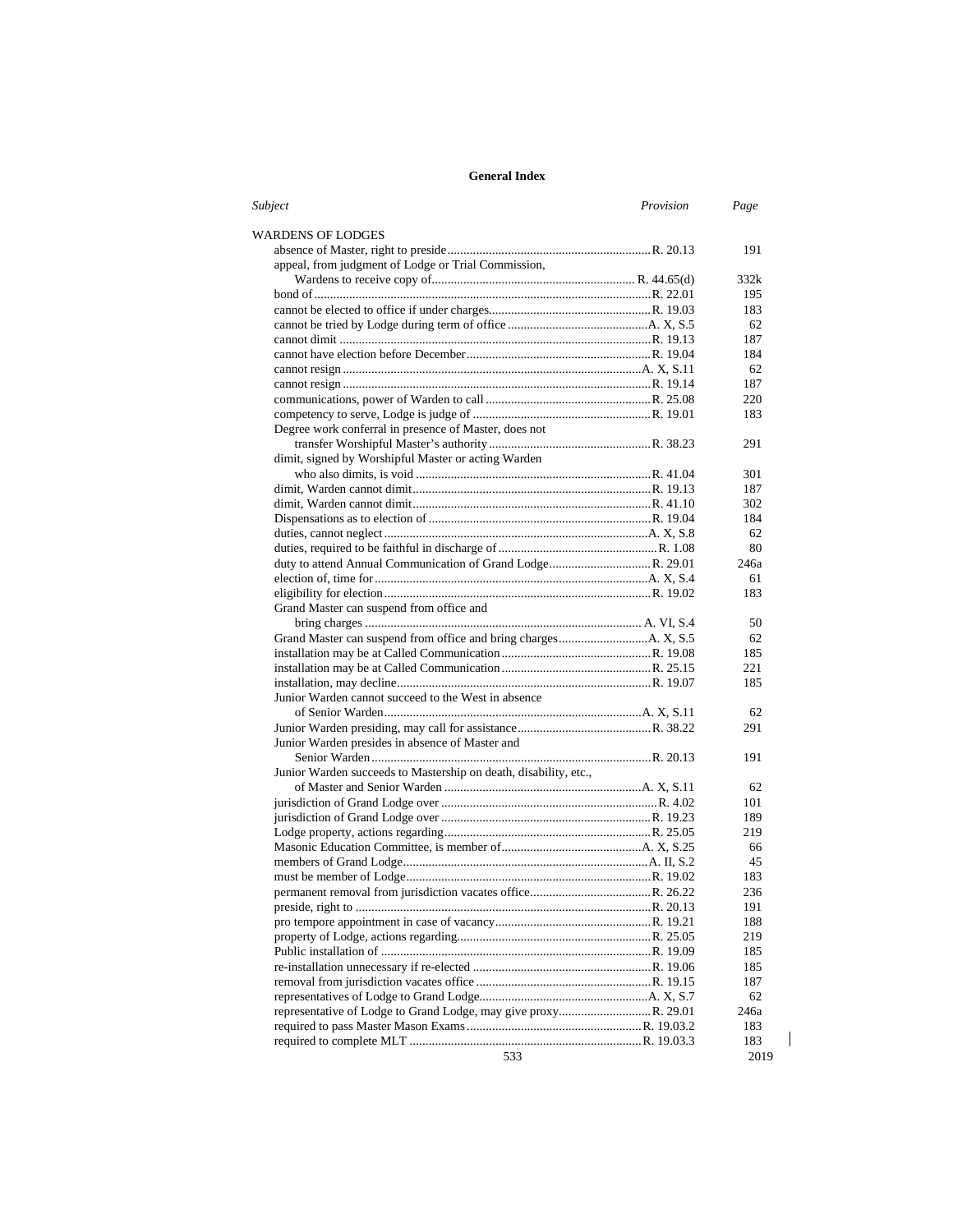## General Index

| *Subject* | *Provision* | *Page* |
|---|---|---|
| WARDENS OF LODGES | | |
| absence of Master, right to preside | R. 20.13 | 191 |
| appeal, from judgment of Lodge or Trial Commission, Wardens to receive copy of | R. 44.65(d) | 332k |
| bond of | R. 22.01 | 195 |
| cannot be elected to office if under charges | R. 19.03 | 183 |
| cannot be tried by Lodge during term of office | A. X, S.5 | 62 |
| cannot dimit | R. 19.13 | 187 |
| cannot have election before December | R. 19.04 | 184 |
| cannot resign | A. X, S.11 | 62 |
| cannot resign | R. 19.14 | 187 |
| communications, power of Warden to call | R. 25.08 | 220 |
| competency to serve, Lodge is judge of | R. 19.01 | 183 |
| Degree work conferral in presence of Master, does not transfer Worshipful Master's authority | R. 38.23 | 291 |
| dimit, signed by Worshipful Master or acting Warden who also dimits, is void | R. 41.04 | 301 |
| dimit, Warden cannot dimit | R. 19.13 | 187 |
| dimit, Warden cannot dimit | R. 41.10 | 302 |
| Dispensations as to election of | R. 19.04 | 184 |
| duties, cannot neglect | A. X, S.8 | 62 |
| duties, required to be faithful in discharge of | R. 1.08 | 80 |
| duty to attend Annual Communication of Grand Lodge | R. 29.01 | 246a |
| election of, time for | A. X, S.4 | 61 |
| eligibility for election | R. 19.02 | 183 |
| Grand Master can suspend from office and bring charges | A. VI, S.4 | 50 |
| Grand Master can suspend from office and bring charges | A. X, S.5 | 62 |
| installation may be at Called Communication | R. 19.08 | 185 |
| installation may be at Called Communication | R. 25.15 | 221 |
| installation, may decline | R. 19.07 | 185 |
| Junior Warden cannot succeed to the West in absence of Senior Warden | A. X, S.11 | 62 |
| Junior Warden presiding, may call for assistance | R. 38.22 | 291 |
| Junior Warden presides in absence of Master and Senior Warden | R. 20.13 | 191 |
| Junior Warden succeeds to Mastership on death, disability, etc., of Master and Senior Warden | A. X, S.11 | 62 |
| jurisdiction of Grand Lodge over | R. 4.02 | 101 |
| jurisdiction of Grand Lodge over | R. 19.23 | 189 |
| Lodge property, actions regarding | R. 25.05 | 219 |
| Masonic Education Committee, is member of | A. X, S.25 | 66 |
| members of Grand Lodge | A. II, S.2 | 45 |
| must be member of Lodge | R. 19.02 | 183 |
| permanent removal from jurisdiction vacates office | R. 26.22 | 236 |
| preside, right to | R. 20.13 | 191 |
| pro tempore appointment in case of vacancy | R. 19.21 | 188 |
| property of Lodge, actions regarding | R. 25.05 | 219 |
| Public installation of | R. 19.09 | 185 |
| re-installation unnecessary if re-elected | R. 19.06 | 185 |
| removal from jurisdiction vacates office | R. 19.15 | 187 |
| representatives of Lodge to Grand Lodge | A. X, S.7 | 62 |
| representative of Lodge to Grand Lodge, may give proxy | R. 29.01 | 246a |
| required to pass Master Mason Exams | R. 19.03.2 | 183 |
| required to complete MLT | R. 19.03.3 | 183 |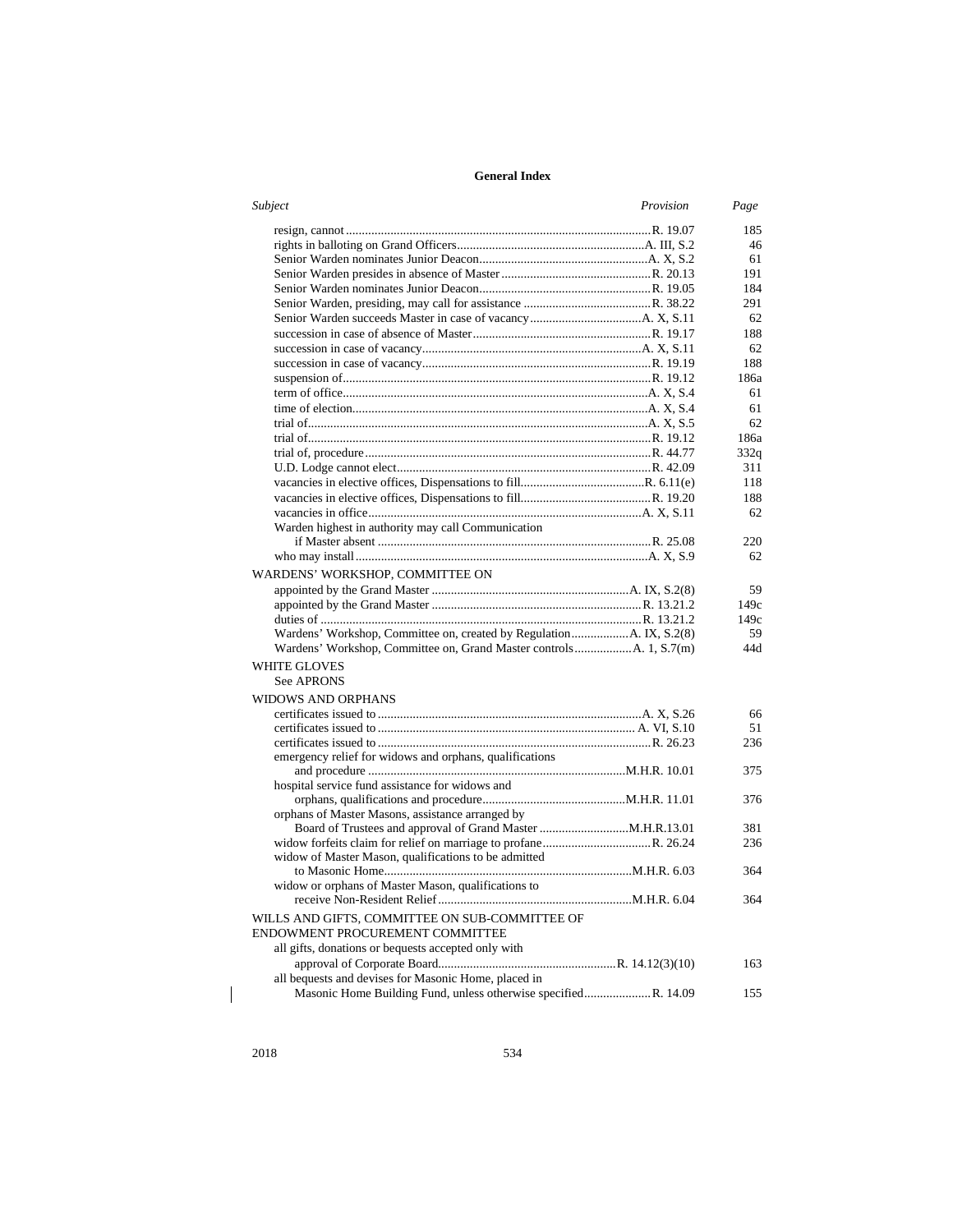## General Index

| *Subject* | *Provision* | *Page* |
|---|---|---|
| resign, cannot | R. 19.07 | 185 |
| rights in balloting on Grand Officers | A. III, S.2 | 46 |
| Senior Warden nominates Junior Deacon | A. X, S.2 | 61 |
| Senior Warden presides in absence of Master | R. 20.13 | 191 |
| Senior Warden nominates Junior Deacon | R. 19.05 | 184 |
| Senior Warden, presiding, may call for assistance | R. 38.22 | 291 |
| Senior Warden succeeds Master in case of vacancy | A. X, S.11 | 62 |
| succession in case of absence of Master | R. 19.17 | 188 |
| succession in case of vacancy | A. X, S.11 | 62 |
| succession in case of vacancy | R. 19.19 | 188 |
| suspension of | R. 19.12 | 186a |
| term of office | A. X, S.4 | 61 |
| time of election | A. X, S.4 | 61 |
| trial of | A. X, S.5 | 62 |
| trial of | R. 19.12 | 186a |
| trial of, procedure | R. 44.77 | 332q |
| U.D. Lodge cannot elect | R. 42.09 | 311 |
| vacancies in elective offices, Dispensations to fill | R. 6.11(e) | 118 |
| vacancies in elective offices, Dispensations to fill | R. 19.20 | 188 |
| vacancies in office | A. X, S.11 | 62 |
| Warden highest in authority may call Communication if Master absent | R. 25.08 | 220 |
| who may install | A. X, S.9 | 62 |
| **WARDENS' WORKSHOP, COMMITTEE ON** | | |
| appointed by the Grand Master | A. IX, S.2(8) | 59 |
| appointed by the Grand Master | R. 13.21.2 | 149c |
| duties of | R. 13.21.2 | 149c |
| Wardens' Workshop, Committee on, created by Regulation | A. IX, S.2(8) | 59 |
| Wardens' Workshop, Committee on, Grand Master controls | A. 1, S.7(m) | 44d |
| **WHITE GLOVES** | | |
| See APRONS | | |
| **WIDOWS AND ORPHANS** | | |
| certificates issued to | A. X, S.26 | 66 |
| certificates issued to | A. VI, S.10 | 51 |
| certificates issued to | R. 26.23 | 236 |
| emergency relief for widows and orphans, qualifications and procedure | M.H.R. 10.01 | 375 |
| hospital service fund assistance for widows and orphans, qualifications and procedure | M.H.R. 11.01 | 376 |
| orphans of Master Masons, assistance arranged by Board of Trustees and approval of Grand Master | M.H.R.13.01 | 381 |
| widow forfeits claim for relief on marriage to profane | R. 26.24 | 236 |
| widow of Master Mason, qualifications to be admitted to Masonic Home | M.H.R. 6.03 | 364 |
| widow or orphans of Master Mason, qualifications to receive Non-Resident Relief | M.H.R. 6.04 | 364 |
| **WILLS AND GIFTS, COMMITTEE ON SUB-COMMITTEE OF ENDOWMENT PROCUREMENT COMMITTEE** | | |
| all gifts, donations or bequests accepted only with approval of Corporate Board | R. 14.12(3)(10) | 163 |
| all bequests and devises for Masonic Home, placed in Masonic Home Building Fund, unless otherwise specified | R. 14.09 | 155 |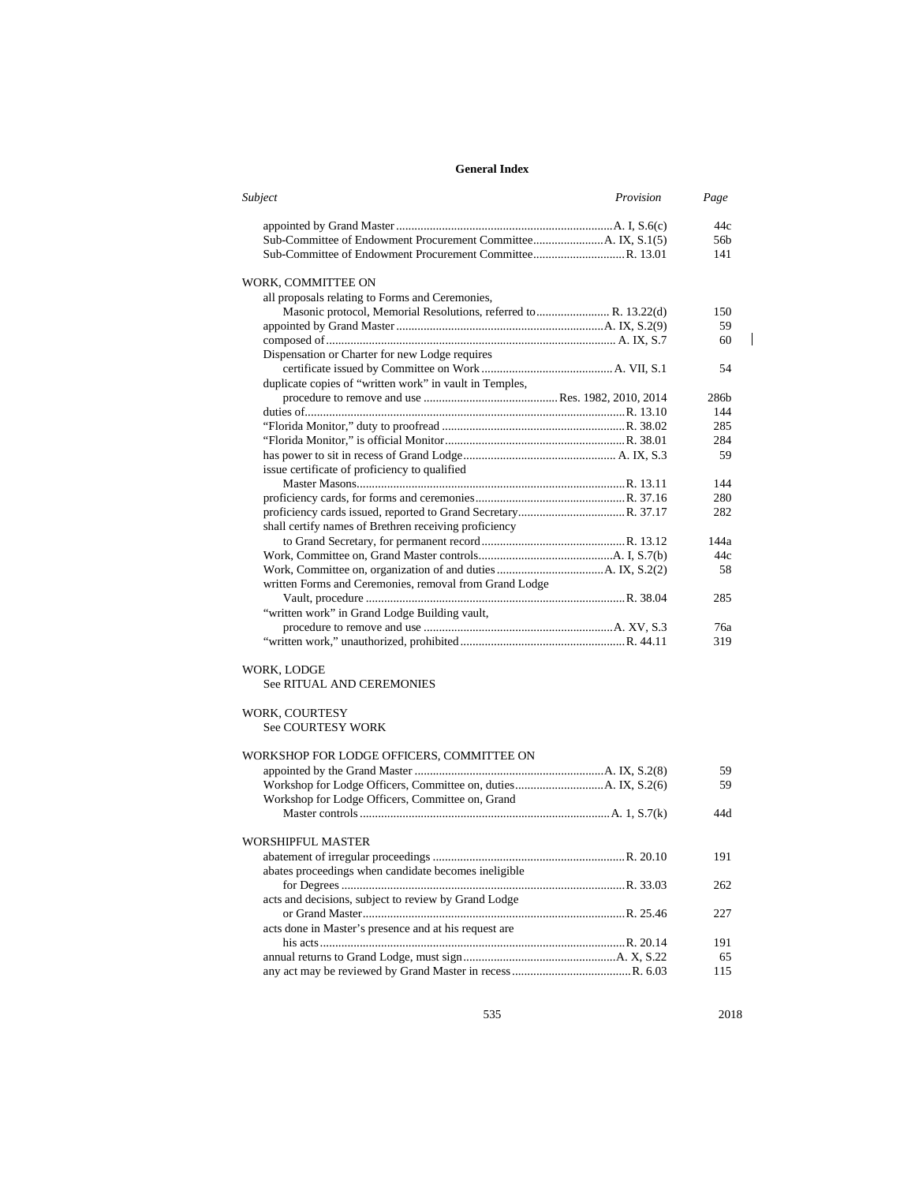## General Index

| *Subject* | *Provision* | *Page* |
|---|---|---|
| appointed by Grand Master | A. I, S.6(c) | 44c |
| Sub-Committee of Endowment Procurement Committee | A. IX, S.1(5) | 56b |
| Sub-Committee of Endowment Procurement Committee | R. 13.01 | 141 |
| | | |
| WORK, COMMITTEE ON | | |
| all proposals relating to Forms and Ceremonies, Masonic protocol, Memorial Resolutions, referred to | R. 13.22(d) | 150 |
| appointed by Grand Master | A. IX, S.2(9) | 59 |
| composed of | A. IX, S.7 | 60 |
| Dispensation or Charter for new Lodge requires certificate issued by Committee on Work | A. VII, S.1 | 54 |
| duplicate copies of "written work" in vault in Temples, procedure to remove and use | Res. 1982, 2010, 2014 | 286b |
| duties of | R. 13.10 | 144 |
| "Florida Monitor," duty to proofread | R. 38.02 | 285 |
| "Florida Monitor," is official Monitor | R. 38.01 | 284 |
| has power to sit in recess of Grand Lodge | A. IX, S.3 | 59 |
| issue certificate of proficiency to qualified Master Masons | R. 13.11 | 144 |
| proficiency cards, for forms and ceremonies | R. 37.16 | 280 |
| proficiency cards issued, reported to Grand Secretary | R. 37.17 | 282 |
| shall certify names of Brethren receiving proficiency to Grand Secretary, for permanent record | R. 13.12 | 144a |
| Work, Committee on, Grand Master controls | A. I, S.7(b) | 44c |
| Work, Committee on, organization of and duties | A. IX, S.2(2) | 58 |
| written Forms and Ceremonies, removal from Grand Lodge Vault, procedure | R. 38.04 | 285 |
| "written work" in Grand Lodge Building vault, procedure to remove and use | A. XV, S.3 | 76a |
| "written work," unauthorized, prohibited | R. 44.11 | 319 |
| | | |
| WORK, LODGE | | |
| See RITUAL AND CEREMONIES | | |
| | | |
| WORK, COURTESY | | |
| See COURTESY WORK | | |
| | | |
| WORKSHOP FOR LODGE OFFICERS, COMMITTEE ON | | |
| appointed by the Grand Master | A. IX, S.2(8) | 59 |
| Workshop for Lodge Officers, Committee on, duties | A. IX, S.2(6) | 59 |
| Workshop for Lodge Officers, Committee on, Grand Master controls | A. 1, S.7(k) | 44d |
| | | |
| WORSHIPFUL MASTER | | |
| abatement of irregular proceedings | R. 20.10 | 191 |
| abates proceedings when candidate becomes ineligible for Degrees | R. 33.03 | 262 |
| acts and decisions, subject to review by Grand Lodge or Grand Master | R. 25.46 | 227 |
| acts done in Master's presence and at his request are his acts | R. 20.14 | 191 |
| annual returns to Grand Lodge, must sign | A. X, S.22 | 65 |
| any act may be reviewed by Grand Master in recess | R. 6.03 | 115 |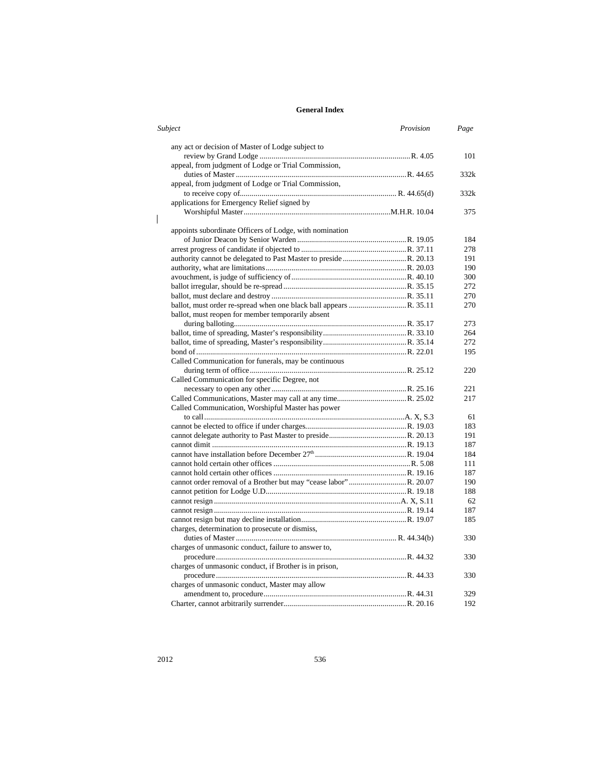**General Index**

| *Subject* | *Provision* | *Page* |
|---|---|---|
| any act or decision of Master of Lodge subject to review by Grand Lodge | R. 4.05 | 101 |
| appeal, from judgment of Lodge or Trial Commission, duties of Master | R. 44.65 | 332k |
| appeal, from judgment of Lodge or Trial Commission, to receive copy of | R. 44.65(d) | 332k |
| applications for Emergency Relief signed by Worshipful Master | M.H.R. 10.04 | 375 |
| appoints subordinate Officers of Lodge, with nomination of Junior Deacon by Senior Warden | R. 19.05 | 184 |
| arrest progress of candidate if objected to | R. 37.11 | 278 |
| authority cannot be delegated to Past Master to preside | R. 20.13 | 191 |
| authority, what are limitations | R. 20.03 | 190 |
| avouchment, is judge of sufficiency of | R. 40.10 | 300 |
| ballot irregular, should be re-spread | R. 35.15 | 272 |
| ballot, must declare and destroy | R. 35.11 | 270 |
| ballot, must order re-spread when one black ball appears | R. 35.11 | 270 |
| ballot, must reopen for member temporarily absent during balloting | R. 35.17 | 273 |
| ballot, time of spreading, Master's responsibility | R. 33.10 | 264 |
| ballot, time of spreading, Master's responsibility | R. 35.14 | 272 |
| bond of | R. 22.01 | 195 |
| Called Communication for funerals, may be continuous during term of office | R. 25.12 | 220 |
| Called Communication for specific Degree, not necessary to open any other | R. 25.16 | 221 |
| Called Communications, Master may call at any time | R. 25.02 | 217 |
| Called Communication, Worshipful Master has power to call | A. X, S.3 | 61 |
| cannot be elected to office if under charges | R. 19.03 | 183 |
| cannot delegate authority to Past Master to preside | R. 20.13 | 191 |
| cannot dimit | R. 19.13 | 187 |
| cannot have installation before December 27th | R. 19.04 | 184 |
| cannot hold certain other offices | R. 5.08 | 111 |
| cannot hold certain other offices | R. 19.16 | 187 |
| cannot order removal of a Brother but may "cease labor" | R. 20.07 | 190 |
| cannot petition for Lodge U.D. | R. 19.18 | 188 |
| cannot resign | A. X, S.11 | 62 |
| cannot resign | R. 19.14 | 187 |
| cannot resign but may decline installation | R. 19.07 | 185 |
| charges, determination to prosecute or dismiss, duties of Master | R. 44.34(b) | 330 |
| charges of unmasonic conduct, failure to answer to, procedure | R. 44.32 | 330 |
| charges of unmasonic conduct, if Brother is in prison, procedure | R. 44.33 | 330 |
| charges of unmasonic conduct, Master may allow amendment to, procedure | R. 44.31 | 329 |
| Charter, cannot arbitrarily surrender | R. 20.16 | 192 |

2012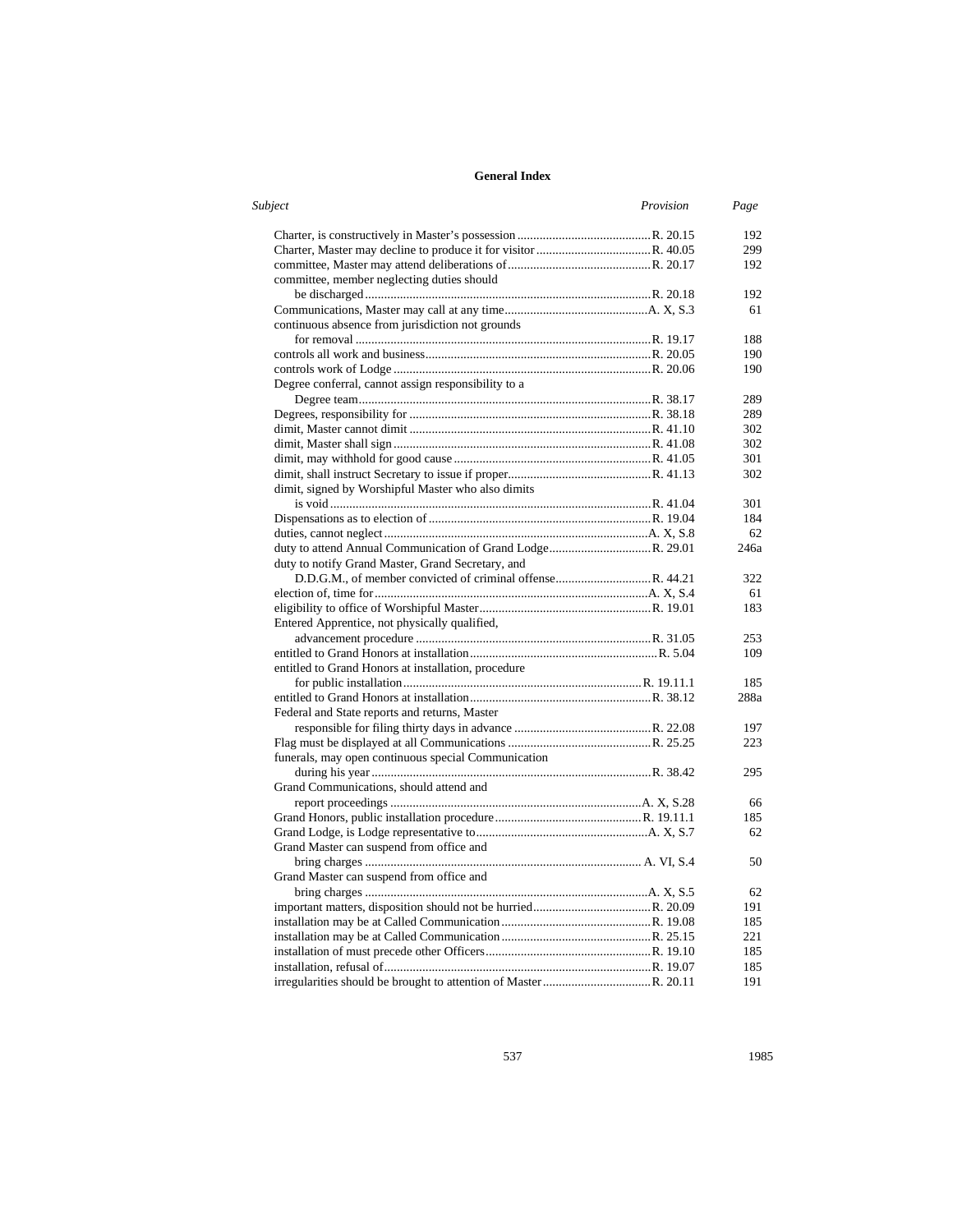### General Index

| *Subject* | *Provision* | *Page* |
|---|---|---|
| Charter, is constructively in Master's possession | R. 20.15 | 192 |
| Charter, Master may decline to produce it for visitor | R. 40.05 | 299 |
| committee, Master may attend deliberations of | R. 20.17 | 192 |
| committee, member neglecting duties should be discharged | R. 20.18 | 192 |
| Communications, Master may call at any time | A. X, S.3 | 61 |
| continuous absence from jurisdiction not grounds for removal | R. 19.17 | 188 |
| controls all work and business | R. 20.05 | 190 |
| controls work of Lodge | R. 20.06 | 190 |
| Degree conferral, cannot assign responsibility to a Degree team | R. 38.17 | 289 |
| Degrees, responsibility for | R. 38.18 | 289 |
| dimit, Master cannot dimit | R. 41.10 | 302 |
| dimit, Master shall sign | R. 41.08 | 302 |
| dimit, may withhold for good cause | R. 41.05 | 301 |
| dimit, shall instruct Secretary to issue if proper | R. 41.13 | 302 |
| dimit, signed by Worshipful Master who also dimits is void | R. 41.04 | 301 |
| Dispensations as to election of | R. 19.04 | 184 |
| duties, cannot neglect | A. X, S.8 | 62 |
| duty to attend Annual Communication of Grand Lodge | R. 29.01 | 246a |
| duty to notify Grand Master, Grand Secretary, and D.D.G.M., of member convicted of criminal offense | R. 44.21 | 322 |
| election of, time for | A. X, S.4 | 61 |
| eligibility to office of Worshipful Master | R. 19.01 | 183 |
| Entered Apprentice, not physically qualified, advancement procedure | R. 31.05 | 253 |
| entitled to Grand Honors at installation | R. 5.04 | 109 |
| entitled to Grand Honors at installation, procedure for public installation | R. 19.11.1 | 185 |
| entitled to Grand Honors at installation | R. 38.12 | 288a |
| Federal and State reports and returns, Master responsible for filing thirty days in advance | R. 22.08 | 197 |
| Flag must be displayed at all Communications | R. 25.25 | 223 |
| funerals, may open continuous special Communication during his year | R. 38.42 | 295 |
| Grand Communications, should attend and report proceedings | A. X, S.28 | 66 |
| Grand Honors, public installation procedure | R. 19.11.1 | 185 |
| Grand Lodge, is Lodge representative to | A. X, S.7 | 62 |
| Grand Master can suspend from office and bring charges | A. VI, S.4 | 50 |
| Grand Master can suspend from office and bring charges | A. X, S.5 | 62 |
| important matters, disposition should not be hurried | R. 20.09 | 191 |
| installation may be at Called Communication | R. 19.08 | 185 |
| installation may be at Called Communication | R. 25.15 | 221 |
| installation of must precede other Officers | R. 19.10 | 185 |
| installation, refusal of | R. 19.07 | 185 |
| irregularities should be brought to attention of Master | R. 20.11 | 191 |

1985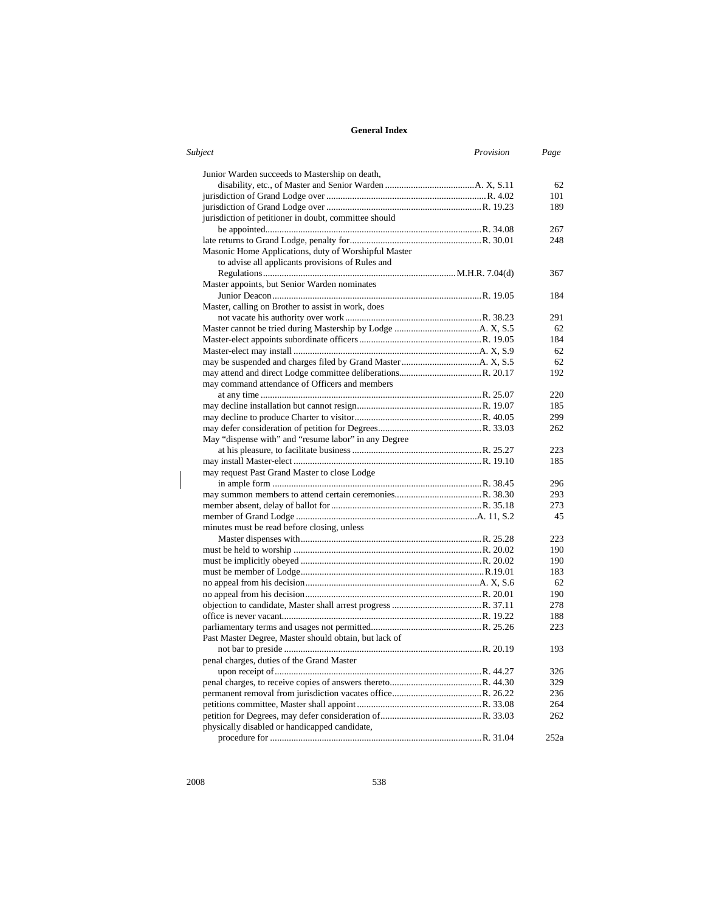# General Index

| Subject | Provision | Page |
|---|---|---|
| Junior Warden succeeds to Mastership on death, disability, etc., of Master and Senior Warden | A. X, S.11 | 62 |
| jurisdiction of Grand Lodge over | R. 4.02 | 101 |
| jurisdiction of Grand Lodge over | R. 19.23 | 189 |
| jurisdiction of petitioner in doubt, committee should be appointed | R. 34.08 | 267 |
| late returns to Grand Lodge, penalty for | R. 30.01 | 248 |
| Masonic Home Applications, duty of Worshipful Master to advise all applicants provisions of Rules and Regulations | M.H.R. 7.04(d) | 367 |
| Master appoints, but Senior Warden nominates Junior Deacon | R. 19.05 | 184 |
| Master, calling on Brother to assist in work, does not vacate his authority over work | R. 38.23 | 291 |
| Master cannot be tried during Mastership by Lodge | A. X, S.5 | 62 |
| Master-elect appoints subordinate officers | R. 19.05 | 184 |
| Master-elect may install | A. X, S.9 | 62 |
| may be suspended and charges filed by Grand Master | A. X, S.5 | 62 |
| may attend and direct Lodge committee deliberations | R. 20.17 | 192 |
| may command attendance of Officers and members at any time | R. 25.07 | 220 |
| may decline installation but cannot resign | R. 19.07 | 185 |
| may decline to produce Charter to visitor | R. 40.05 | 299 |
| may defer consideration of petition for Degrees | R. 33.03 | 262 |
| May "dispense with" and "resume labor" in any Degree at his pleasure, to facilitate business | R. 25.27 | 223 |
| may install Master-elect | R. 19.10 | 185 |
| may request Past Grand Master to close Lodge in ample form | R. 38.45 | 296 |
| may summon members to attend certain ceremonies | R. 38.30 | 293 |
| member absent, delay of ballot for | R. 35.18 | 273 |
| member of Grand Lodge | A. 11, S.2 | 45 |
| minutes must be read before closing, unless Master dispenses with | R. 25.28 | 223 |
| must be held to worship | R. 20.02 | 190 |
| must be implicitly obeyed | R. 20.02 | 190 |
| must be member of Lodge | R.19.01 | 183 |
| no appeal from his decision | A. X, S.6 | 62 |
| no appeal from his decision | R. 20.01 | 190 |
| objection to candidate, Master shall arrest progress | R. 37.11 | 278 |
| office is never vacant | R. 19.22 | 188 |
| parliamentary terms and usages not permitted | R. 25.26 | 223 |
| Past Master Degree, Master should obtain, but lack of not bar to preside | R. 20.19 | 193 |
| penal charges, duties of the Grand Master upon receipt of | R. 44.27 | 326 |
| penal charges, to receive copies of answers thereto | R. 44.30 | 329 |
| permanent removal from jurisdiction vacates office | R. 26.22 | 236 |
| petitions committee, Master shall appoint | R. 33.08 | 264 |
| petition for Degrees, may defer consideration of | R. 33.03 | 262 |
| physically disabled or handicapped candidate, procedure for | R. 31.04 | 252a |

2008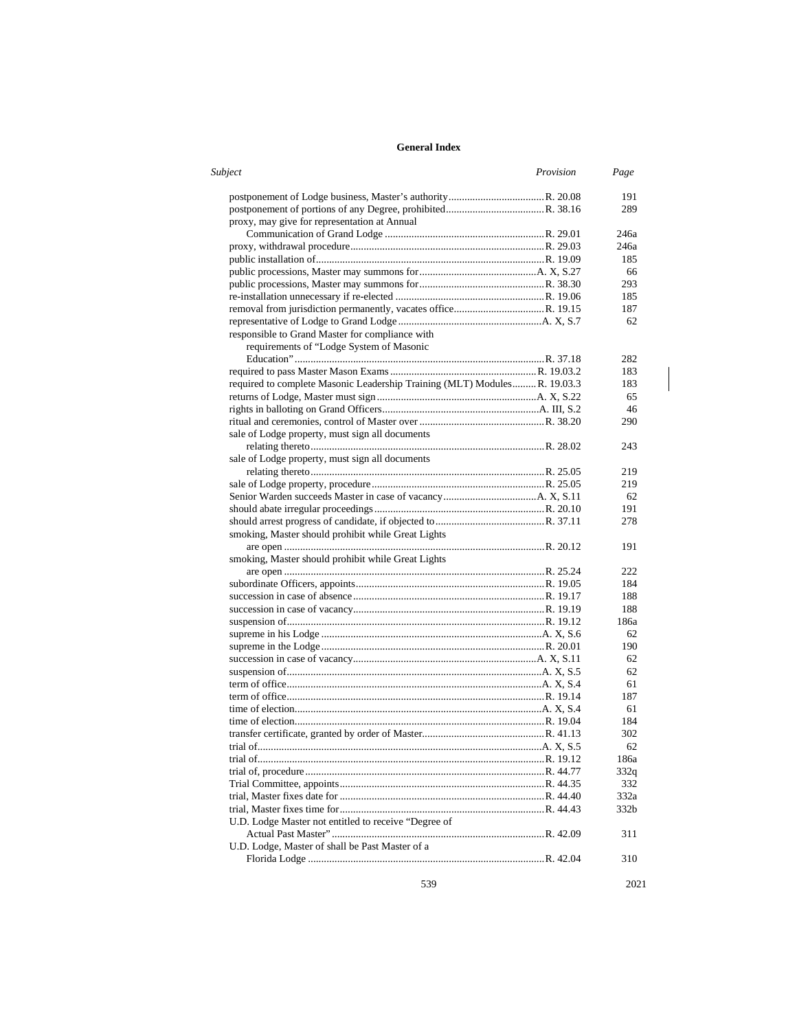**General Index**

| *Subject* | *Provision* | *Page* |
|---|---|---|
| postponement of Lodge business, Master's authority | R. 20.08 | 191 |
| postponement of portions of any Degree, prohibited | R. 38.16 | 289 |
| proxy, may give for representation at Annual Communication of Grand Lodge | R. 29.01 | 246a |
| proxy, withdrawal procedure | R. 29.03 | 246a |
| public installation of | R. 19.09 | 185 |
| public processions, Master may summons for | A. X, S.27 | 66 |
| public processions, Master may summons for | R. 38.30 | 293 |
| re-installation unnecessary if re-elected | R. 19.06 | 185 |
| removal from jurisdiction permanently, vacates office | R. 19.15 | 187 |
| representative of Lodge to Grand Lodge | A. X, S.7 | 62 |
| responsible to Grand Master for compliance with requirements of "Lodge System of Masonic Education" | R. 37.18 | 282 |
| required to pass Master Mason Exams | R. 19.03.2 | 183 |
| required to complete Masonic Leadership Training (MLT) Modules | R. 19.03.3 | 183 |
| returns of Lodge, Master must sign | A. X, S.22 | 65 |
| rights in balloting on Grand Officers | A. III, S.2 | 46 |
| ritual and ceremonies, control of Master over | R. 38.20 | 290 |
| sale of Lodge property, must sign all documents relating thereto | R. 28.02 | 243 |
| sale of Lodge property, must sign all documents relating thereto | R. 25.05 | 219 |
| sale of Lodge property, procedure | R. 25.05 | 219 |
| Senior Warden succeeds Master in case of vacancy | A. X, S.11 | 62 |
| should abate irregular proceedings | R. 20.10 | 191 |
| should arrest progress of candidate, if objected to | R. 37.11 | 278 |
| smoking, Master should prohibit while Great Lights are open | R. 20.12 | 191 |
| smoking, Master should prohibit while Great Lights are open | R. 25.24 | 222 |
| subordinate Officers, appoints | R. 19.05 | 184 |
| succession in case of absence | R. 19.17 | 188 |
| succession in case of vacancy | R. 19.19 | 188 |
| suspension of | R. 19.12 | 186a |
| supreme in his Lodge | A. X, S.6 | 62 |
| supreme in the Lodge | R. 20.01 | 190 |
| succession in case of vacancy | A. X, S.11 | 62 |
| suspension of | A. X, S.5 | 62 |
| term of office | A. X, S.4 | 61 |
| term of office | R. 19.14 | 187 |
| time of election | A. X, S.4 | 61 |
| time of election | R. 19.04 | 184 |
| transfer certificate, granted by order of Master | R. 41.13 | 302 |
| trial of | A. X, S.5 | 62 |
| trial of | R. 19.12 | 186a |
| trial of, procedure | R. 44.77 | 332q |
| Trial Committee, appoints | R. 44.35 | 332 |
| trial, Master fixes date for | R. 44.40 | 332a |
| trial, Master fixes time for | R. 44.43 | 332b |
| U.D. Lodge Master not entitled to receive "Degree of Actual Past Master" | R. 42.09 | 311 |
| U.D. Lodge, Master of shall be Past Master of a Florida Lodge | R. 42.04 | 310 |

2021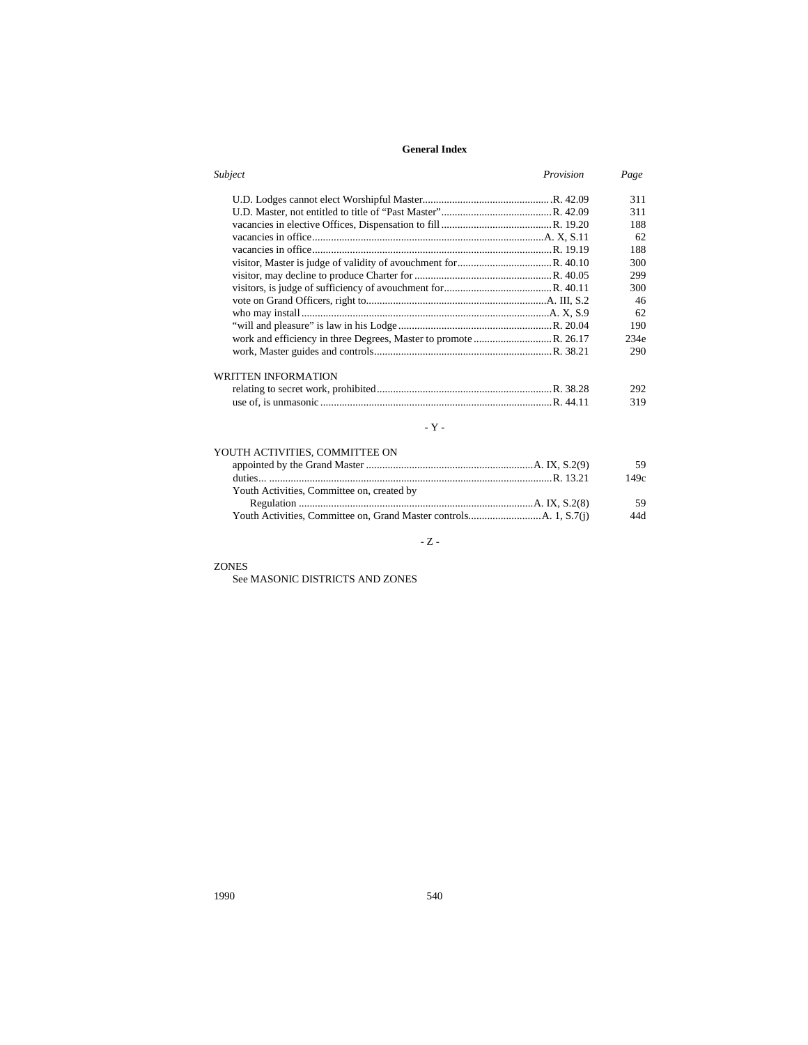**General Index**

| *Subject* | *Provision* | *Page* |
|---|---|---|
| U.D. Lodges cannot elect Worshipful Master | R. 42.09 | 311 |
| U.D. Master, not entitled to title of "Past Master" | R. 42.09 | 311 |
| vacancies in elective Offices, Dispensation to fill | R. 19.20 | 188 |
| vacancies in office | A. X, S.11 | 62 |
| vacancies in office | R. 19.19 | 188 |
| visitor, Master is judge of validity of avouchment for | R. 40.10 | 300 |
| visitor, may decline to produce Charter for | R. 40.05 | 299 |
| visitors, is judge of sufficiency of avouchment for | R. 40.11 | 300 |
| vote on Grand Officers, right to | A. III, S.2 | 46 |
| who may install | A. X, S.9 | 62 |
| "will and pleasure" is law in his Lodge | R. 20.04 | 190 |
| work and efficiency in three Degrees, Master to promote | R. 26.17 | 234e |
| work, Master guides and controls | R. 38.21 | 290 |
| WRITTEN INFORMATION | | |
| relating to secret work, prohibited | R. 38.28 | 292 |
| use of, is unmasonic | R. 44.11 | 319 |

- Y -

| *Subject* | *Provision* | *Page* |
|---|---|---|
| YOUTH ACTIVITIES, COMMITTEE ON | | |
| appointed by the Grand Master | A. IX, S.2(9) | 59 |
| duties... | R. 13.21 | 149c |
| Youth Activities, Committee on, created by Regulation | A. IX, S.2(8) | 59 |
| Youth Activities, Committee on, Grand Master controls | A. 1, S.7(j) | 44d |

- Z -

ZONES

See MASONIC DISTRICTS AND ZONES

1990